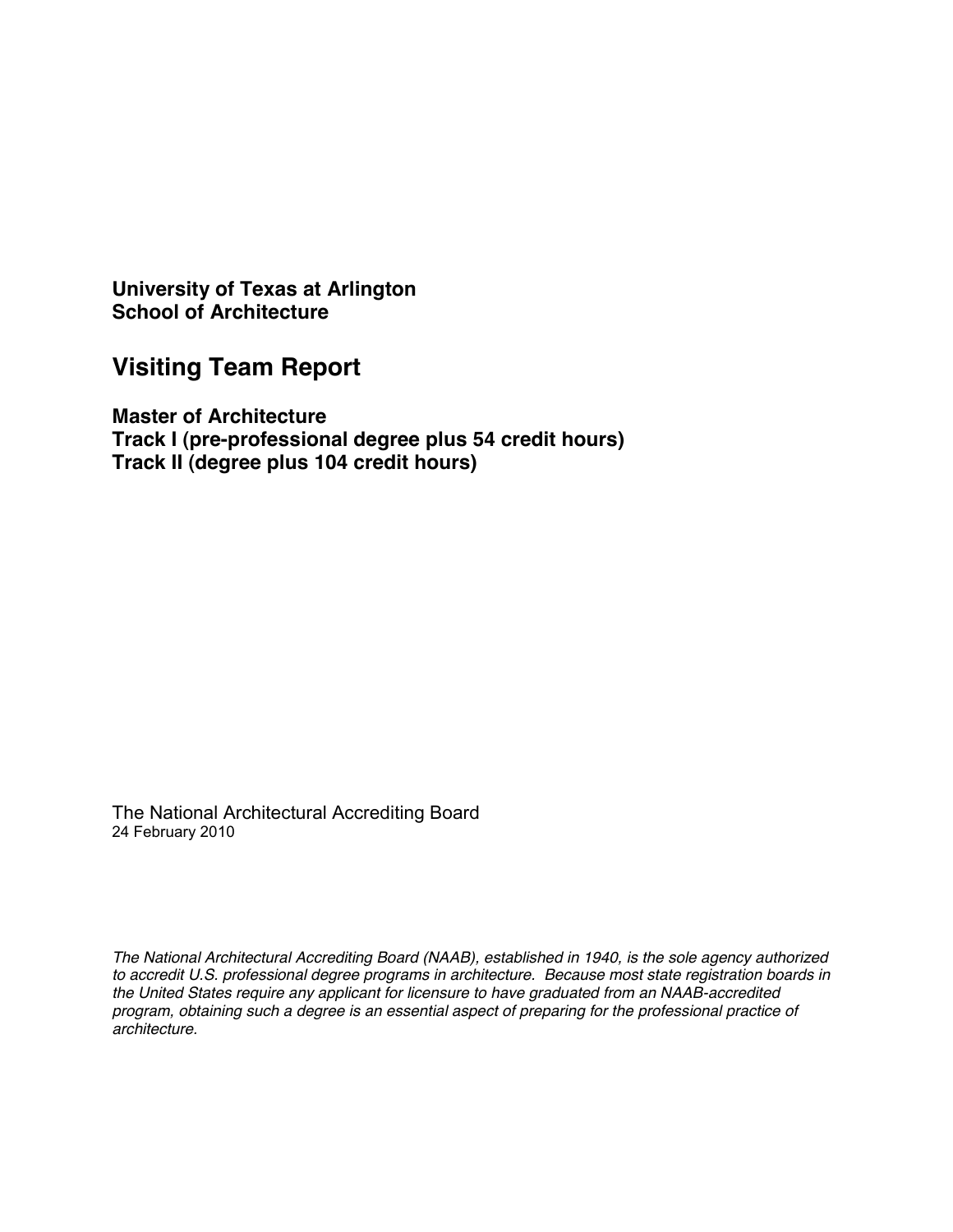**University of Texas at Arlington**
**School of Architecture**

# Visiting Team Report

**Master of Architecture**
**Track I (pre-professional degree plus 54 credit hours)**
**Track II (degree plus 104 credit hours)**

The National Architectural Accrediting Board
24 February 2010

*The National Architectural Accrediting Board (NAAB), established in 1940, is the sole agency authorized to accredit U.S. professional degree programs in architecture. Because most state registration boards in the United States require any applicant for licensure to have graduated from an NAAB-accredited program, obtaining such a degree is an essential aspect of preparing for the professional practice of architecture.*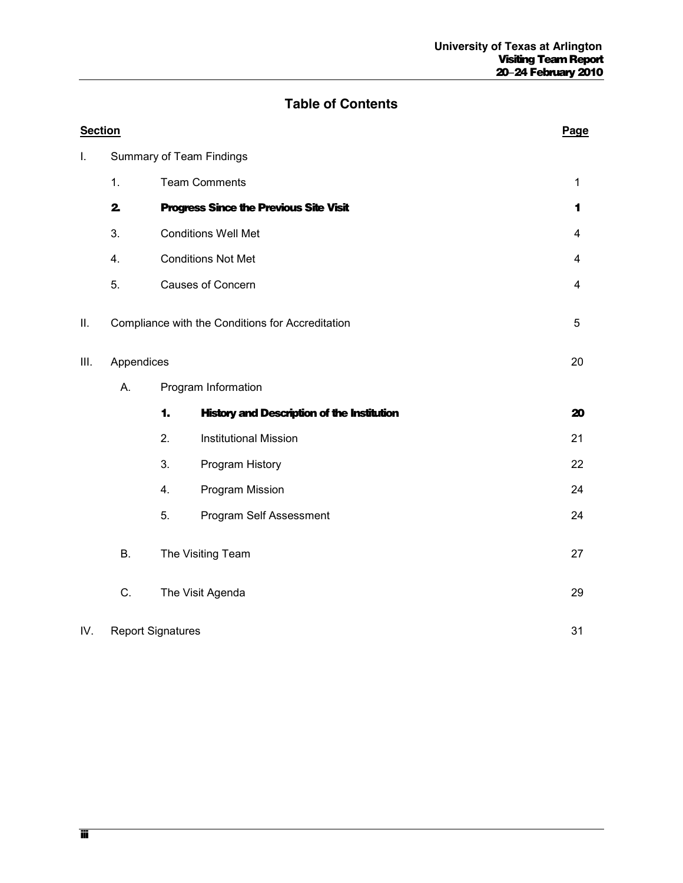# Table of Contents

| Section | | | | Page |
|---|---|---|---|---|
| I. | Summary of Team Findings | | | |
| | 1. | Team Comments | | 1 |
| | **2.** | **Progress Since the Previous Site Visit** | | **1** |
| | 3. | Conditions Well Met | | 4 |
| | 4. | Conditions Not Met | | 4 |
| | 5. | Causes of Concern | | 4 |
| II. | Compliance with the Conditions for Accreditation | | | 5 |
| III. | Appendices | | | 20 |
| | A. | Program Information | | |
| | | **1.** | **History and Description of the Institution** | **20** |
| | | 2. | Institutional Mission | 21 |
| | | 3. | Program History | 22 |
| | | 4. | Program Mission | 24 |
| | | 5. | Program Self Assessment | 24 |
| | B. | The Visiting Team | | 27 |
| | C. | The Visit Agenda | | 29 |
| IV. | Report Signatures | | | 31 |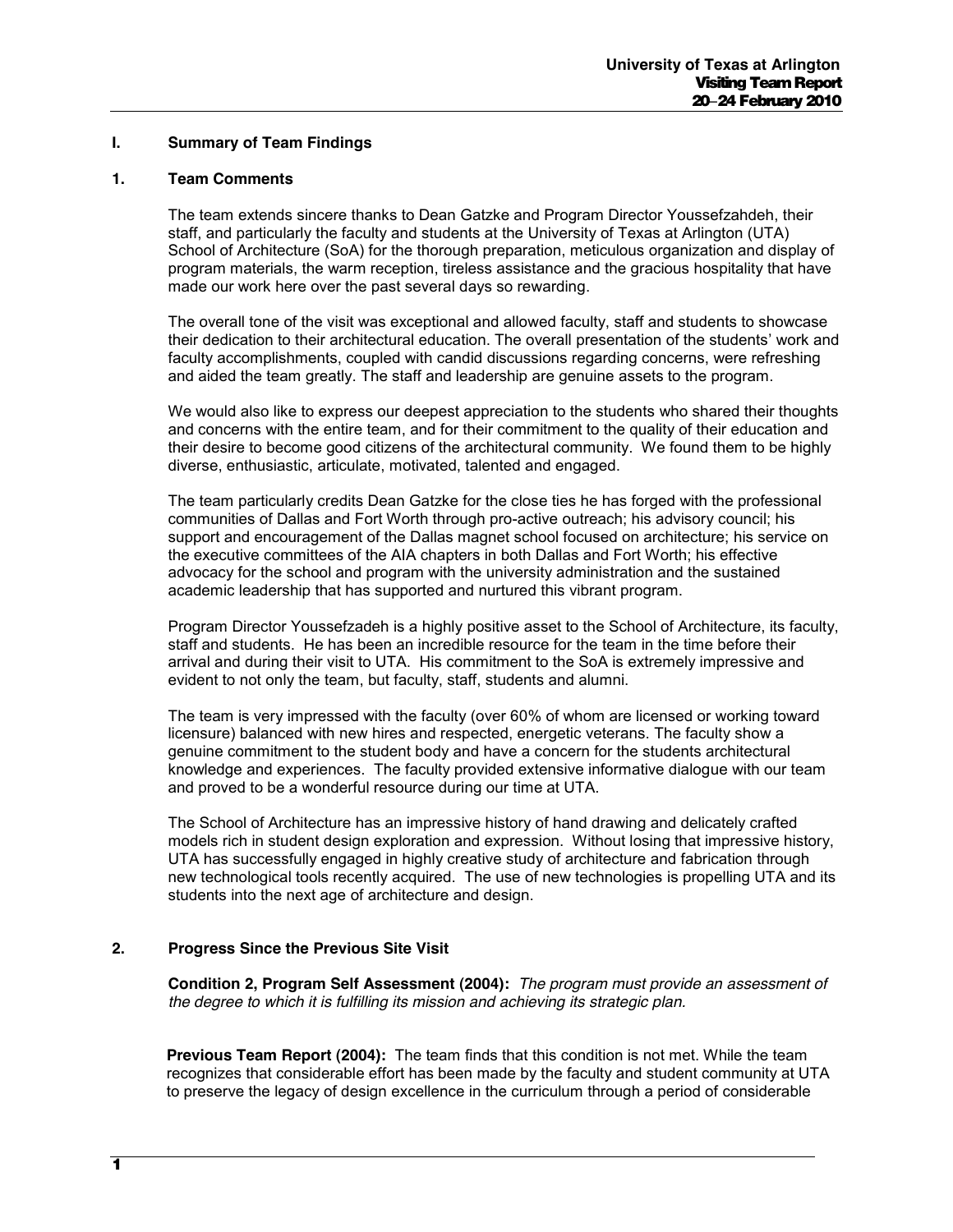## I. Summary of Team Findings

### 1. Team Comments

The team extends sincere thanks to Dean Gatzke and Program Director Youssefzahdeh, their staff, and particularly the faculty and students at the University of Texas at Arlington (UTA) School of Architecture (SoA) for the thorough preparation, meticulous organization and display of program materials, the warm reception, tireless assistance and the gracious hospitality that have made our work here over the past several days so rewarding.

The overall tone of the visit was exceptional and allowed faculty, staff and students to showcase their dedication to their architectural education. The overall presentation of the students' work and faculty accomplishments, coupled with candid discussions regarding concerns, were refreshing and aided the team greatly. The staff and leadership are genuine assets to the program.

We would also like to express our deepest appreciation to the students who shared their thoughts and concerns with the entire team, and for their commitment to the quality of their education and their desire to become good citizens of the architectural community. We found them to be highly diverse, enthusiastic, articulate, motivated, talented and engaged.

The team particularly credits Dean Gatzke for the close ties he has forged with the professional communities of Dallas and Fort Worth through pro-active outreach; his advisory council; his support and encouragement of the Dallas magnet school focused on architecture; his service on the executive committees of the AIA chapters in both Dallas and Fort Worth; his effective advocacy for the school and program with the university administration and the sustained academic leadership that has supported and nurtured this vibrant program.

Program Director Youssefzadeh is a highly positive asset to the School of Architecture, its faculty, staff and students. He has been an incredible resource for the team in the time before their arrival and during their visit to UTA. His commitment to the SoA is extremely impressive and evident to not only the team, but faculty, staff, students and alumni.

The team is very impressed with the faculty (over 60% of whom are licensed or working toward licensure) balanced with new hires and respected, energetic veterans. The faculty show a genuine commitment to the student body and have a concern for the students architectural knowledge and experiences. The faculty provided extensive informative dialogue with our team and proved to be a wonderful resource during our time at UTA.

The School of Architecture has an impressive history of hand drawing and delicately crafted models rich in student design exploration and expression. Without losing that impressive history, UTA has successfully engaged in highly creative study of architecture and fabrication through new technological tools recently acquired. The use of new technologies is propelling UTA and its students into the next age of architecture and design.

### 2. Progress Since the Previous Site Visit

**Condition 2, Program Self Assessment (2004):** *The program must provide an assessment of the degree to which it is fulfilling its mission and achieving its strategic plan.*

**Previous Team Report (2004):** The team finds that this condition is not met. While the team recognizes that considerable effort has been made by the faculty and student community at UTA to preserve the legacy of design excellence in the curriculum through a period of considerable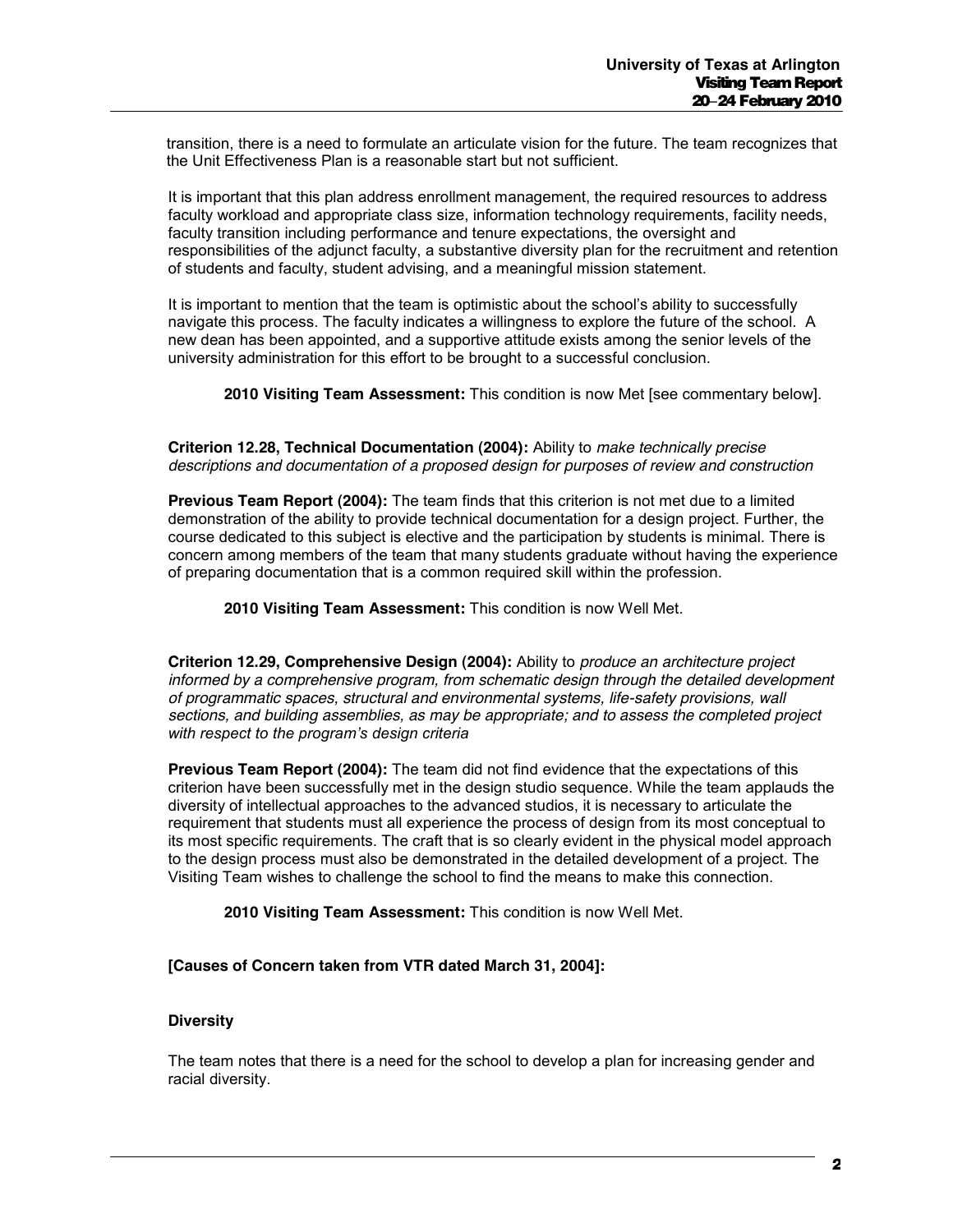transition, there is a need to formulate an articulate vision for the future. The team recognizes that the Unit Effectiveness Plan is a reasonable start but not sufficient.

It is important that this plan address enrollment management, the required resources to address faculty workload and appropriate class size, information technology requirements, facility needs, faculty transition including performance and tenure expectations, the oversight and responsibilities of the adjunct faculty, a substantive diversity plan for the recruitment and retention of students and faculty, student advising, and a meaningful mission statement.

It is important to mention that the team is optimistic about the school's ability to successfully navigate this process. The faculty indicates a willingness to explore the future of the school. A new dean has been appointed, and a supportive attitude exists among the senior levels of the university administration for this effort to be brought to a successful conclusion.

**2010 Visiting Team Assessment:** This condition is now Met [see commentary below].

**Criterion 12.28, Technical Documentation (2004):** Ability to *make technically precise descriptions and documentation of a proposed design for purposes of review and construction*

**Previous Team Report (2004):** The team finds that this criterion is not met due to a limited demonstration of the ability to provide technical documentation for a design project. Further, the course dedicated to this subject is elective and the participation by students is minimal. There is concern among members of the team that many students graduate without having the experience of preparing documentation that is a common required skill within the profession.

**2010 Visiting Team Assessment:** This condition is now Well Met.

**Criterion 12.29, Comprehensive Design (2004):** Ability to *produce an architecture project informed by a comprehensive program, from schematic design through the detailed development of programmatic spaces, structural and environmental systems, life-safety provisions, wall sections, and building assemblies, as may be appropriate; and to assess the completed project with respect to the program's design criteria*

**Previous Team Report (2004):** The team did not find evidence that the expectations of this criterion have been successfully met in the design studio sequence. While the team applauds the diversity of intellectual approaches to the advanced studios, it is necessary to articulate the requirement that students must all experience the process of design from its most conceptual to its most specific requirements. The craft that is so clearly evident in the physical model approach to the design process must also be demonstrated in the detailed development of a project. The Visiting Team wishes to challenge the school to find the means to make this connection.

**2010 Visiting Team Assessment:** This condition is now Well Met.

**[Causes of Concern taken from VTR dated March 31, 2004]:**

**Diversity**

The team notes that there is a need for the school to develop a plan for increasing gender and racial diversity.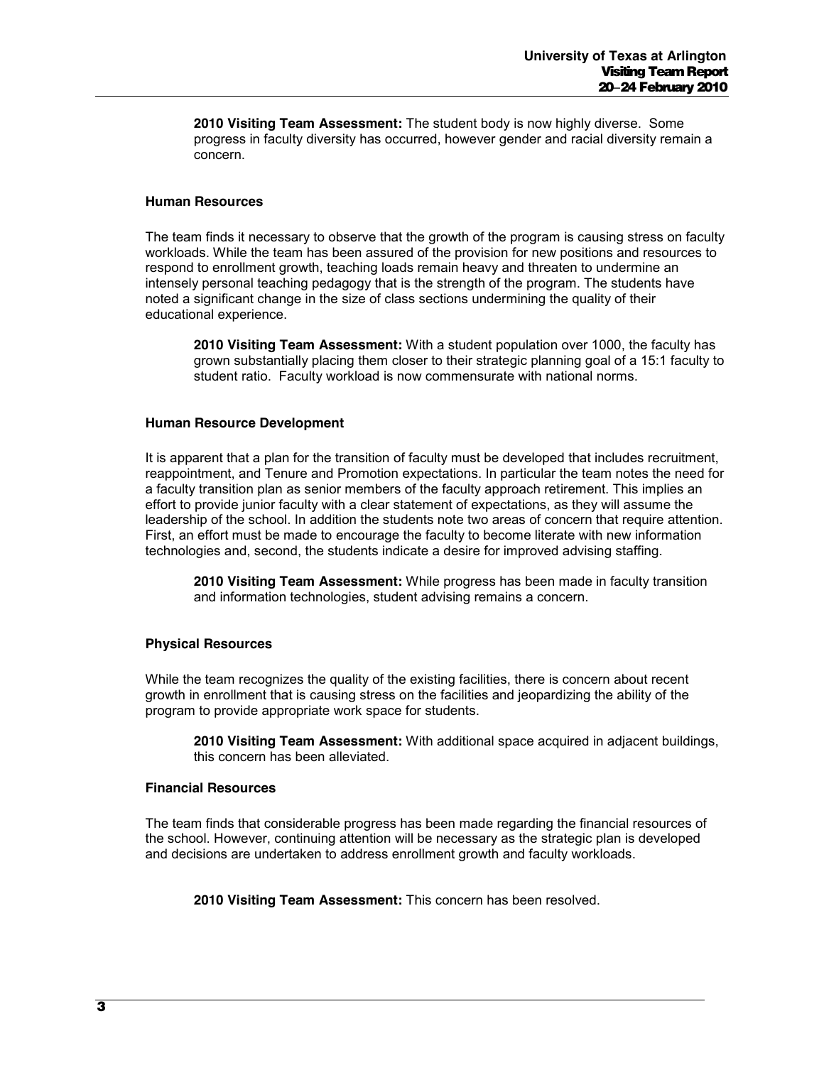**2010 Visiting Team Assessment:** The student body is now highly diverse. Some progress in faculty diversity has occurred, however gender and racial diversity remain a concern.

#### Human Resources

The team finds it necessary to observe that the growth of the program is causing stress on faculty workloads. While the team has been assured of the provision for new positions and resources to respond to enrollment growth, teaching loads remain heavy and threaten to undermine an intensely personal teaching pedagogy that is the strength of the program. The students have noted a significant change in the size of class sections undermining the quality of their educational experience.

**2010 Visiting Team Assessment:** With a student population over 1000, the faculty has grown substantially placing them closer to their strategic planning goal of a 15:1 faculty to student ratio. Faculty workload is now commensurate with national norms.

#### Human Resource Development

It is apparent that a plan for the transition of faculty must be developed that includes recruitment, reappointment, and Tenure and Promotion expectations. In particular the team notes the need for a faculty transition plan as senior members of the faculty approach retirement. This implies an effort to provide junior faculty with a clear statement of expectations, as they will assume the leadership of the school. In addition the students note two areas of concern that require attention. First, an effort must be made to encourage the faculty to become literate with new information technologies and, second, the students indicate a desire for improved advising staffing.

**2010 Visiting Team Assessment:** While progress has been made in faculty transition and information technologies, student advising remains a concern.

#### Physical Resources

While the team recognizes the quality of the existing facilities, there is concern about recent growth in enrollment that is causing stress on the facilities and jeopardizing the ability of the program to provide appropriate work space for students.

**2010 Visiting Team Assessment:** With additional space acquired in adjacent buildings, this concern has been alleviated.

#### Financial Resources

The team finds that considerable progress has been made regarding the financial resources of the school. However, continuing attention will be necessary as the strategic plan is developed and decisions are undertaken to address enrollment growth and faculty workloads.

**2010 Visiting Team Assessment:** This concern has been resolved.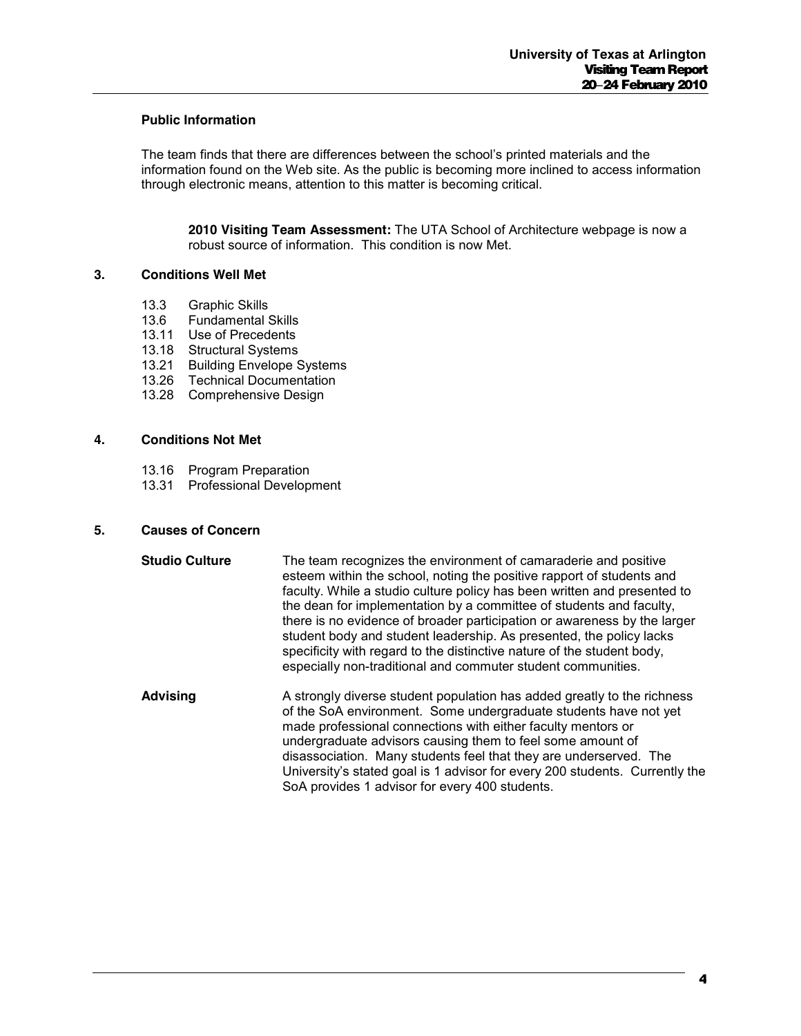**Public Information**

The team finds that there are differences between the school's printed materials and the information found on the Web site. As the public is becoming more inclined to access information through electronic means, attention to this matter is becoming critical.

> **2010 Visiting Team Assessment:** The UTA School of Architecture webpage is now a robust source of information. This condition is now Met.

## 3. Conditions Well Met

- 13.3 Graphic Skills
- 13.6 Fundamental Skills
- 13.11 Use of Precedents
- 13.18 Structural Systems
- 13.21 Building Envelope Systems
- 13.26 Technical Documentation
- 13.28 Comprehensive Design

## 4. Conditions Not Met

- 13.16 Program Preparation
- 13.31 Professional Development

## 5. Causes of Concern

**Studio Culture** The team recognizes the environment of camaraderie and positive esteem within the school, noting the positive rapport of students and faculty. While a studio culture policy has been written and presented to the dean for implementation by a committee of students and faculty, there is no evidence of broader participation or awareness by the larger student body and student leadership. As presented, the policy lacks specificity with regard to the distinctive nature of the student body, especially non-traditional and commuter student communities.

**Advising** A strongly diverse student population has added greatly to the richness of the SoA environment. Some undergraduate students have not yet made professional connections with either faculty mentors or undergraduate advisors causing them to feel some amount of disassociation. Many students feel that they are underserved. The University's stated goal is 1 advisor for every 200 students. Currently the SoA provides 1 advisor for every 400 students.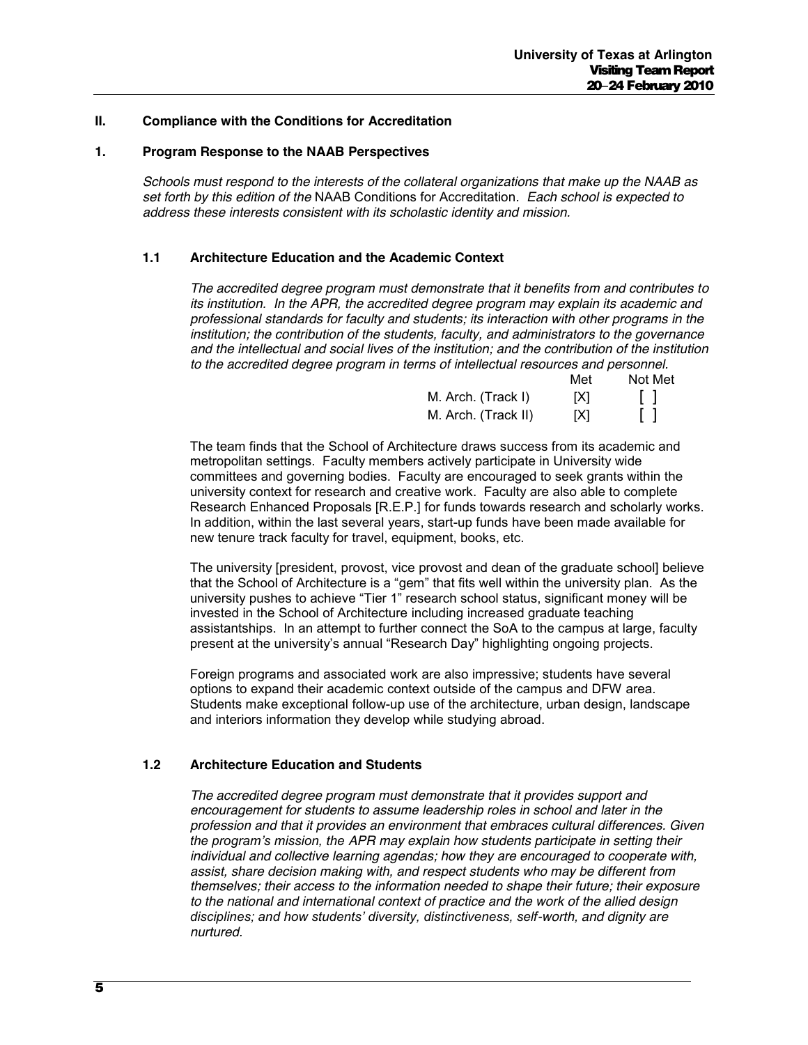## II. Compliance with the Conditions for Accreditation

### 1. Program Response to the NAAB Perspectives

*Schools must respond to the interests of the collateral organizations that make up the NAAB as set forth by this edition of the* NAAB Conditions for Accreditation*. Each school is expected to address these interests consistent with its scholastic identity and mission.*

#### 1.1 Architecture Education and the Academic Context

*The accredited degree program must demonstrate that it benefits from and contributes to its institution. In the APR, the accredited degree program may explain its academic and professional standards for faculty and students; its interaction with other programs in the institution; the contribution of the students, faculty, and administrators to the governance and the intellectual and social lives of the institution; and the contribution of the institution to the accredited degree program in terms of intellectual resources and personnel.*

| | Met | Not Met |
|---|---|---|
| M. Arch. (Track I) | [X] | [ ] |
| M. Arch. (Track II) | [X] | [ ] |

The team finds that the School of Architecture draws success from its academic and metropolitan settings. Faculty members actively participate in University wide committees and governing bodies. Faculty are encouraged to seek grants within the university context for research and creative work. Faculty are also able to complete Research Enhanced Proposals [R.E.P.] for funds towards research and scholarly works. In addition, within the last several years, start-up funds have been made available for new tenure track faculty for travel, equipment, books, etc.

The university [president, provost, vice provost and dean of the graduate school] believe that the School of Architecture is a "gem" that fits well within the university plan. As the university pushes to achieve "Tier 1" research school status, significant money will be invested in the School of Architecture including increased graduate teaching assistantships. In an attempt to further connect the SoA to the campus at large, faculty present at the university's annual "Research Day" highlighting ongoing projects.

Foreign programs and associated work are also impressive; students have several options to expand their academic context outside of the campus and DFW area. Students make exceptional follow-up use of the architecture, urban design, landscape and interiors information they develop while studying abroad.

#### 1.2 Architecture Education and Students

*The accredited degree program must demonstrate that it provides support and encouragement for students to assume leadership roles in school and later in the profession and that it provides an environment that embraces cultural differences. Given the program's mission, the APR may explain how students participate in setting their individual and collective learning agendas; how they are encouraged to cooperate with, assist, share decision making with, and respect students who may be different from themselves; their access to the information needed to shape their future; their exposure to the national and international context of practice and the work of the allied design disciplines; and how students' diversity, distinctiveness, self-worth, and dignity are nurtured.*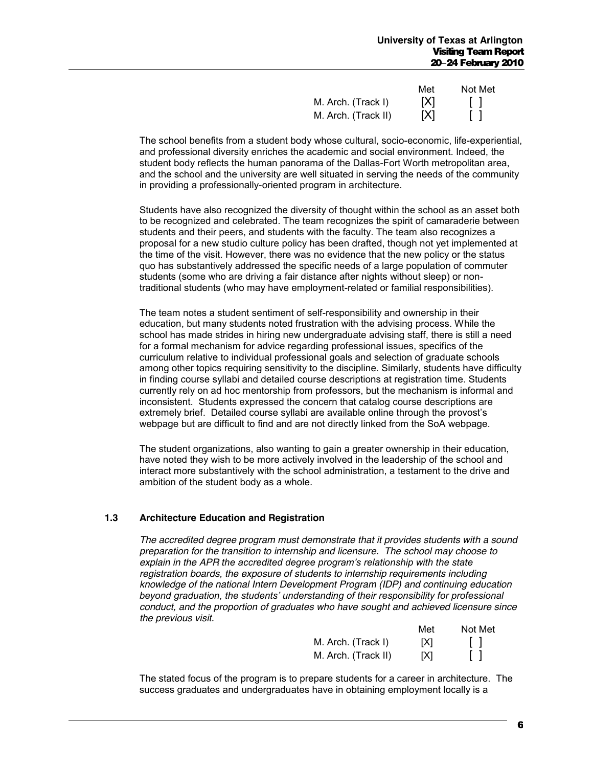| | Met | Not Met |
|---|---|---|
| M. Arch. (Track I) | [X] | [ ] |
| M. Arch. (Track II) | [X] | [ ] |

The school benefits from a student body whose cultural, socio-economic, life-experiential, and professional diversity enriches the academic and social environment. Indeed, the student body reflects the human panorama of the Dallas-Fort Worth metropolitan area, and the school and the university are well situated in serving the needs of the community in providing a professionally-oriented program in architecture.

Students have also recognized the diversity of thought within the school as an asset both to be recognized and celebrated. The team recognizes the spirit of camaraderie between students and their peers, and students with the faculty. The team also recognizes a proposal for a new studio culture policy has been drafted, though not yet implemented at the time of the visit. However, there was no evidence that the new policy or the status quo has substantively addressed the specific needs of a large population of commuter students (some who are driving a fair distance after nights without sleep) or non-traditional students (who may have employment-related or familial responsibilities).

The team notes a student sentiment of self-responsibility and ownership in their education, but many students noted frustration with the advising process. While the school has made strides in hiring new undergraduate advising staff, there is still a need for a formal mechanism for advice regarding professional issues, specifics of the curriculum relative to individual professional goals and selection of graduate schools among other topics requiring sensitivity to the discipline. Similarly, students have difficulty in finding course syllabi and detailed course descriptions at registration time. Students currently rely on ad hoc mentorship from professors, but the mechanism is informal and inconsistent. Students expressed the concern that catalog course descriptions are extremely brief. Detailed course syllabi are available online through the provost's webpage but are difficult to find and are not directly linked from the SoA webpage.

The student organizations, also wanting to gain a greater ownership in their education, have noted they wish to be more actively involved in the leadership of the school and interact more substantively with the school administration, a testament to the drive and ambition of the student body as a whole.

### 1.3 Architecture Education and Registration

*The accredited degree program must demonstrate that it provides students with a sound preparation for the transition to internship and licensure. The school may choose to explain in the APR the accredited degree program's relationship with the state registration boards, the exposure of students to internship requirements including knowledge of the national Intern Development Program (IDP) and continuing education beyond graduation, the students' understanding of their responsibility for professional conduct, and the proportion of graduates who have sought and achieved licensure since the previous visit.*

| | Met | Not Met |
|---|---|---|
| M. Arch. (Track I) | [X] | [ ] |
| M. Arch. (Track II) | [X] | [ ] |

The stated focus of the program is to prepare students for a career in architecture. The success graduates and undergraduates have in obtaining employment locally is a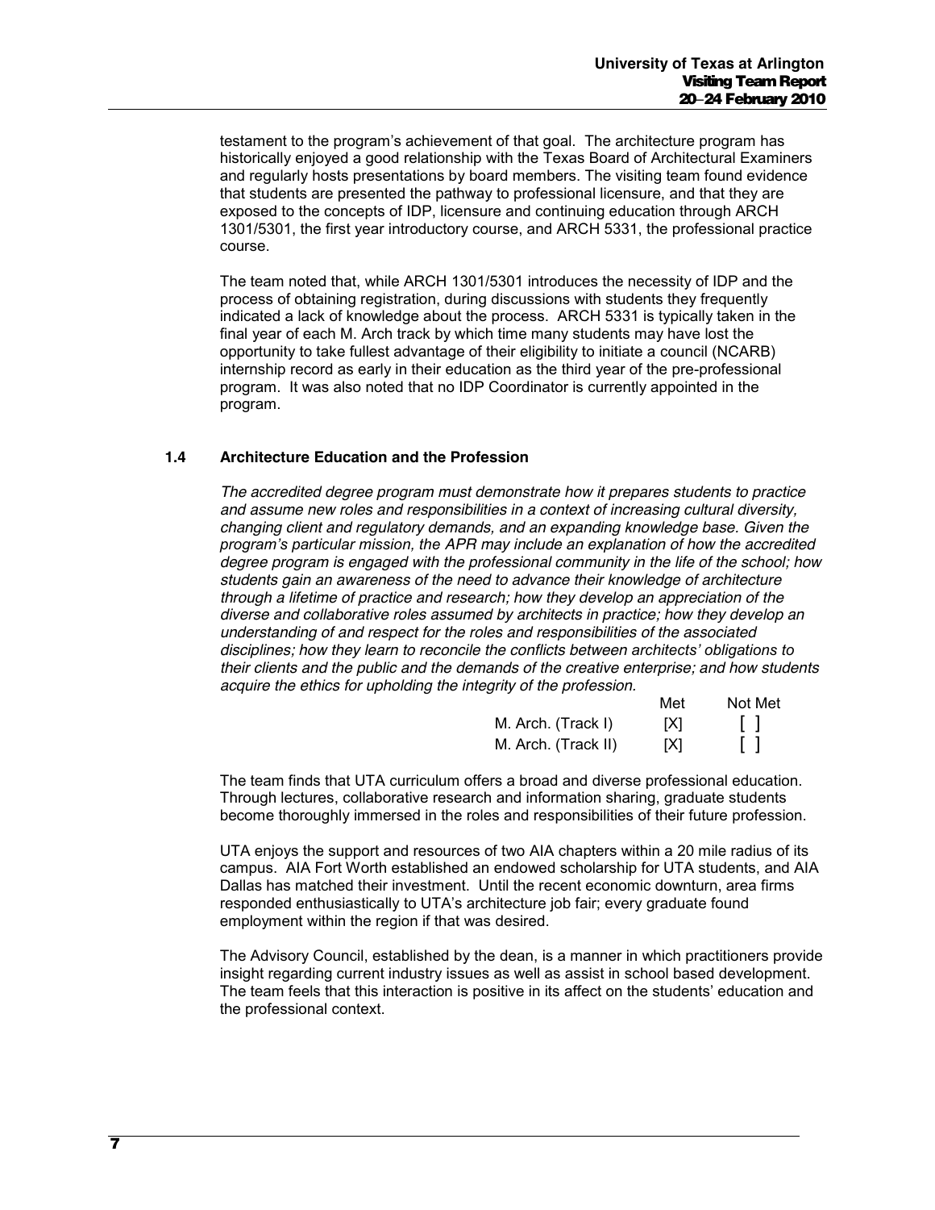testament to the program's achievement of that goal. The architecture program has historically enjoyed a good relationship with the Texas Board of Architectural Examiners and regularly hosts presentations by board members. The visiting team found evidence that students are presented the pathway to professional licensure, and that they are exposed to the concepts of IDP, licensure and continuing education through ARCH 1301/5301, the first year introductory course, and ARCH 5331, the professional practice course.

The team noted that, while ARCH 1301/5301 introduces the necessity of IDP and the process of obtaining registration, during discussions with students they frequently indicated a lack of knowledge about the process. ARCH 5331 is typically taken in the final year of each M. Arch track by which time many students may have lost the opportunity to take fullest advantage of their eligibility to initiate a council (NCARB) internship record as early in their education as the third year of the pre-professional program. It was also noted that no IDP Coordinator is currently appointed in the program.

## 1.4 Architecture Education and the Profession

*The accredited degree program must demonstrate how it prepares students to practice and assume new roles and responsibilities in a context of increasing cultural diversity, changing client and regulatory demands, and an expanding knowledge base. Given the program's particular mission, the APR may include an explanation of how the accredited degree program is engaged with the professional community in the life of the school; how students gain an awareness of the need to advance their knowledge of architecture through a lifetime of practice and research; how they develop an appreciation of the diverse and collaborative roles assumed by architects in practice; how they develop an understanding of and respect for the roles and responsibilities of the associated disciplines; how they learn to reconcile the conflicts between architects' obligations to their clients and the public and the demands of the creative enterprise; and how students acquire the ethics for upholding the integrity of the profession.*

| | Met | Not Met |
|---|---|---|
| M. Arch. (Track I) | [X] | [ ] |
| M. Arch. (Track II) | [X] | [ ] |

The team finds that UTA curriculum offers a broad and diverse professional education. Through lectures, collaborative research and information sharing, graduate students become thoroughly immersed in the roles and responsibilities of their future profession.

UTA enjoys the support and resources of two AIA chapters within a 20 mile radius of its campus. AIA Fort Worth established an endowed scholarship for UTA students, and AIA Dallas has matched their investment. Until the recent economic downturn, area firms responded enthusiastically to UTA's architecture job fair; every graduate found employment within the region if that was desired.

The Advisory Council, established by the dean, is a manner in which practitioners provide insight regarding current industry issues as well as assist in school based development. The team feels that this interaction is positive in its affect on the students' education and the professional context.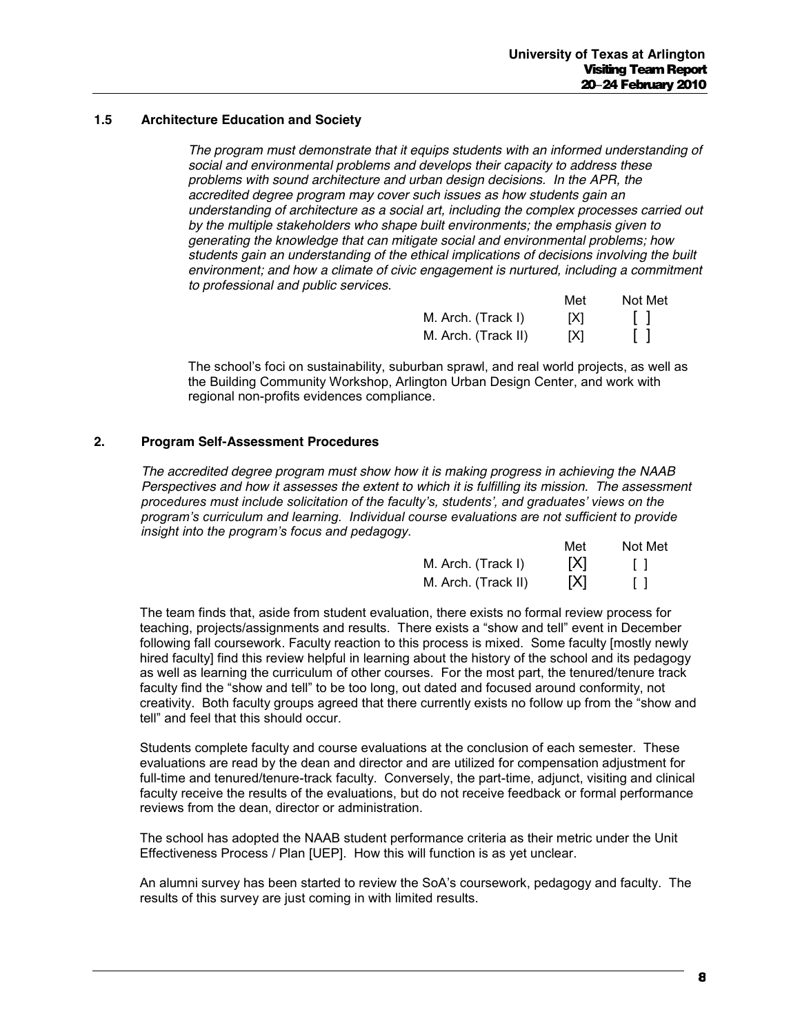### 1.5 Architecture Education and Society

*The program must demonstrate that it equips students with an informed understanding of social and environmental problems and develops their capacity to address these problems with sound architecture and urban design decisions. In the APR, the accredited degree program may cover such issues as how students gain an understanding of architecture as a social art, including the complex processes carried out by the multiple stakeholders who shape built environments; the emphasis given to generating the knowledge that can mitigate social and environmental problems; how students gain an understanding of the ethical implications of decisions involving the built environment; and how a climate of civic engagement is nurtured, including a commitment to professional and public services.*

| | Met | Not Met |
|---|---|---|
| M. Arch. (Track I) | [X] | [ ] |
| M. Arch. (Track II) | [X] | [ ] |

The school's foci on sustainability, suburban sprawl, and real world projects, as well as the Building Community Workshop, Arlington Urban Design Center, and work with regional non-profits evidences compliance.

## 2. Program Self-Assessment Procedures

*The accredited degree program must show how it is making progress in achieving the NAAB Perspectives and how it assesses the extent to which it is fulfilling its mission. The assessment procedures must include solicitation of the faculty's, students', and graduates' views on the program's curriculum and learning. Individual course evaluations are not sufficient to provide insight into the program's focus and pedagogy.*

| | Met | Not Met |
|---|---|---|
| M. Arch. (Track I) | [X] | [ ] |
| M. Arch. (Track II) | [X] | [ ] |

The team finds that, aside from student evaluation, there exists no formal review process for teaching, projects/assignments and results. There exists a "show and tell" event in December following fall coursework. Faculty reaction to this process is mixed. Some faculty [mostly newly hired faculty] find this review helpful in learning about the history of the school and its pedagogy as well as learning the curriculum of other courses. For the most part, the tenured/tenure track faculty find the "show and tell" to be too long, out dated and focused around conformity, not creativity. Both faculty groups agreed that there currently exists no follow up from the "show and tell" and feel that this should occur.

Students complete faculty and course evaluations at the conclusion of each semester. These evaluations are read by the dean and director and are utilized for compensation adjustment for full-time and tenured/tenure-track faculty. Conversely, the part-time, adjunct, visiting and clinical faculty receive the results of the evaluations, but do not receive feedback or formal performance reviews from the dean, director or administration.

The school has adopted the NAAB student performance criteria as their metric under the Unit Effectiveness Process / Plan [UEP]. How this will function is as yet unclear.

An alumni survey has been started to review the SoA's coursework, pedagogy and faculty. The results of this survey are just coming in with limited results.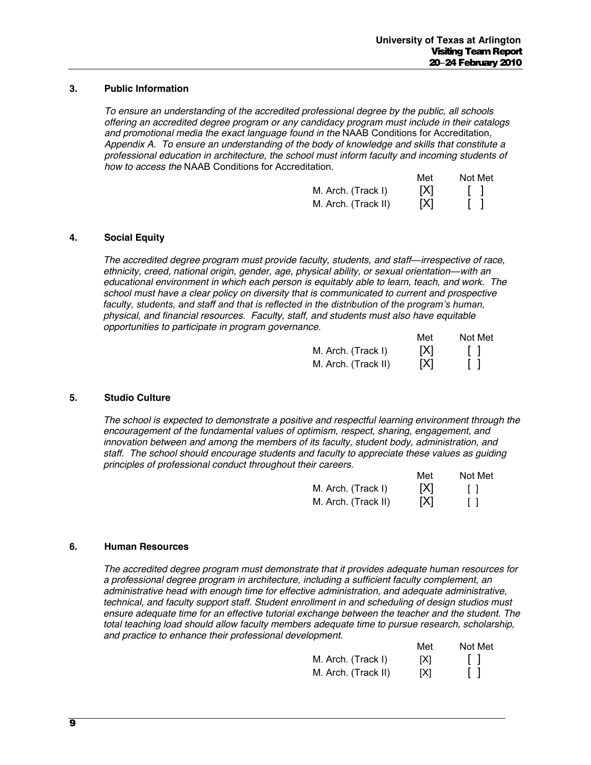### 3. Public Information

*To ensure an understanding of the accredited professional degree by the public, all schools offering an accredited degree program or any candidacy program must include in their catalogs and promotional media the exact language found in the* NAAB Conditions for Accreditation*, Appendix A. To ensure an understanding of the body of knowledge and skills that constitute a professional education in architecture, the school must inform faculty and incoming students of how to access the* NAAB Conditions for Accreditation.

| | Met | Not Met |
|---|---|---|
| M. Arch. (Track I) | [X] | [ ] |
| M. Arch. (Track II) | [X] | [ ] |

### 4. Social Equity

*The accredited degree program must provide faculty, students, and staff—irrespective of race, ethnicity, creed, national origin, gender, age, physical ability, or sexual orientation—with an educational environment in which each person is equitably able to learn, teach, and work. The school must have a clear policy on diversity that is communicated to current and prospective faculty, students, and staff and that is reflected in the distribution of the program's human, physical, and financial resources. Faculty, staff, and students must also have equitable opportunities to participate in program governance.*

| | Met | Not Met |
|---|---|---|
| M. Arch. (Track I) | [X] | [ ] |
| M. Arch. (Track II) | [X] | [ ] |

### 5. Studio Culture

*The school is expected to demonstrate a positive and respectful learning environment through the encouragement of the fundamental values of optimism, respect, sharing, engagement, and innovation between and among the members of its faculty, student body, administration, and staff. The school should encourage students and faculty to appreciate these values as guiding principles of professional conduct throughout their careers.*

| | Met | Not Met |
|---|---|---|
| M. Arch. (Track I) | [X] | [ ] |
| M. Arch. (Track II) | [X] | [ ] |

### 6. Human Resources

*The accredited degree program must demonstrate that it provides adequate human resources for a professional degree program in architecture, including a sufficient faculty complement, an administrative head with enough time for effective administration, and adequate administrative, technical, and faculty support staff. Student enrollment in and scheduling of design studios must ensure adequate time for an effective tutorial exchange between the teacher and the student. The total teaching load should allow faculty members adequate time to pursue research, scholarship, and practice to enhance their professional development.*

| | Met | Not Met |
|---|---|---|
| M. Arch. (Track I) | [X] | [ ] |
| M. Arch. (Track II) | [X] | [ ] |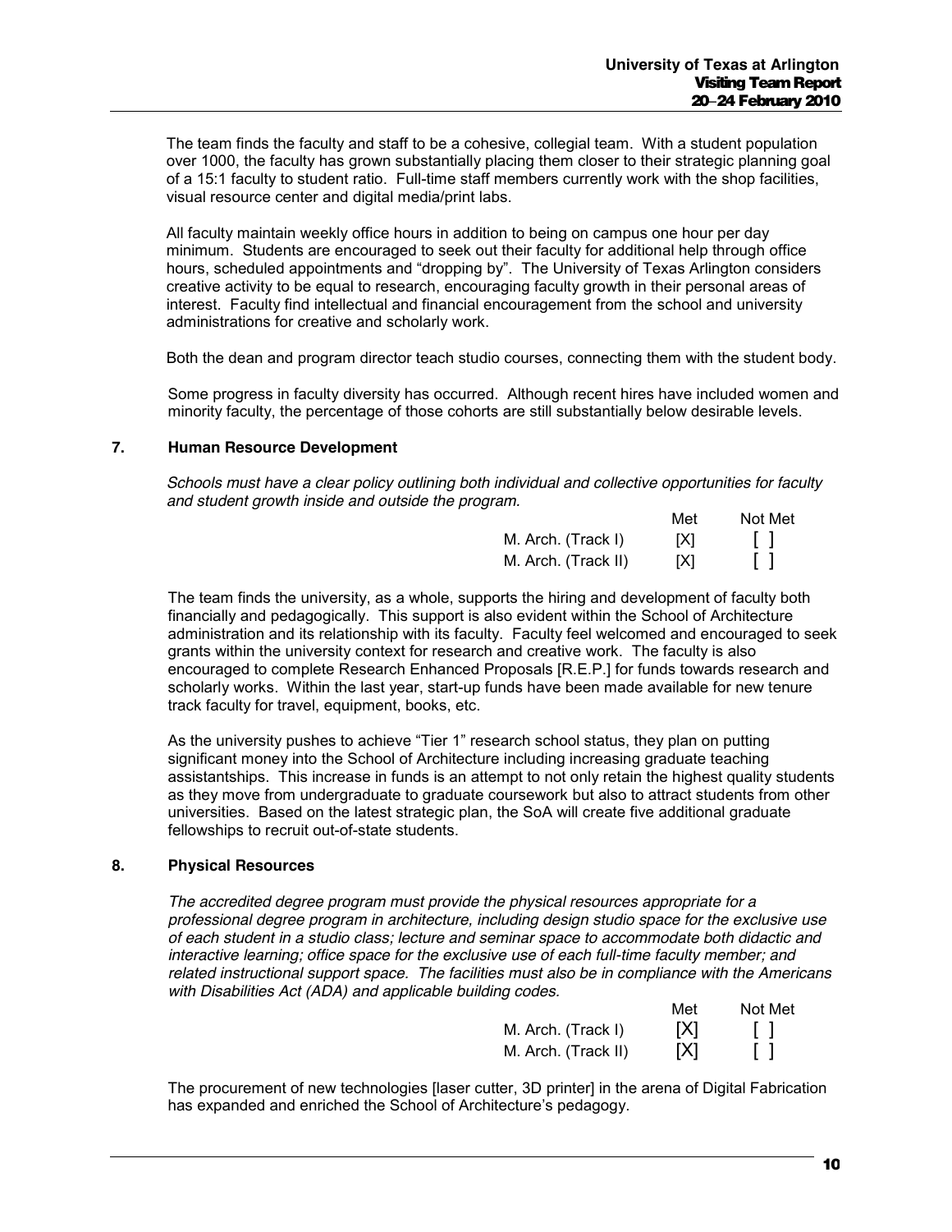The team finds the faculty and staff to be a cohesive, collegial team. With a student population over 1000, the faculty has grown substantially placing them closer to their strategic planning goal of a 15:1 faculty to student ratio. Full-time staff members currently work with the shop facilities, visual resource center and digital media/print labs.

All faculty maintain weekly office hours in addition to being on campus one hour per day minimum. Students are encouraged to seek out their faculty for additional help through office hours, scheduled appointments and "dropping by". The University of Texas Arlington considers creative activity to be equal to research, encouraging faculty growth in their personal areas of interest. Faculty find intellectual and financial encouragement from the school and university administrations for creative and scholarly work.

Both the dean and program director teach studio courses, connecting them with the student body.

Some progress in faculty diversity has occurred. Although recent hires have included women and minority faculty, the percentage of those cohorts are still substantially below desirable levels.

## 7. Human Resource Development

*Schools must have a clear policy outlining both individual and collective opportunities for faculty and student growth inside and outside the program.*

| | Met | Not Met |
|---|---|---|
| M. Arch. (Track I) | [X] | [ ] |
| M. Arch. (Track II) | [X] | [ ] |

The team finds the university, as a whole, supports the hiring and development of faculty both financially and pedagogically. This support is also evident within the School of Architecture administration and its relationship with its faculty. Faculty feel welcomed and encouraged to seek grants within the university context for research and creative work. The faculty is also encouraged to complete Research Enhanced Proposals [R.E.P.] for funds towards research and scholarly works. Within the last year, start-up funds have been made available for new tenure track faculty for travel, equipment, books, etc.

As the university pushes to achieve "Tier 1" research school status, they plan on putting significant money into the School of Architecture including increasing graduate teaching assistantships. This increase in funds is an attempt to not only retain the highest quality students as they move from undergraduate to graduate coursework but also to attract students from other universities. Based on the latest strategic plan, the SoA will create five additional graduate fellowships to recruit out-of-state students.

## 8. Physical Resources

*The accredited degree program must provide the physical resources appropriate for a professional degree program in architecture, including design studio space for the exclusive use of each student in a studio class; lecture and seminar space to accommodate both didactic and interactive learning; office space for the exclusive use of each full-time faculty member; and related instructional support space. The facilities must also be in compliance with the Americans with Disabilities Act (ADA) and applicable building codes.*

| | Met | Not Met |
|---|---|---|
| M. Arch. (Track I) | [X] | [ ] |
| M. Arch. (Track II) | [X] | [ ] |

The procurement of new technologies [laser cutter, 3D printer] in the arena of Digital Fabrication has expanded and enriched the School of Architecture's pedagogy.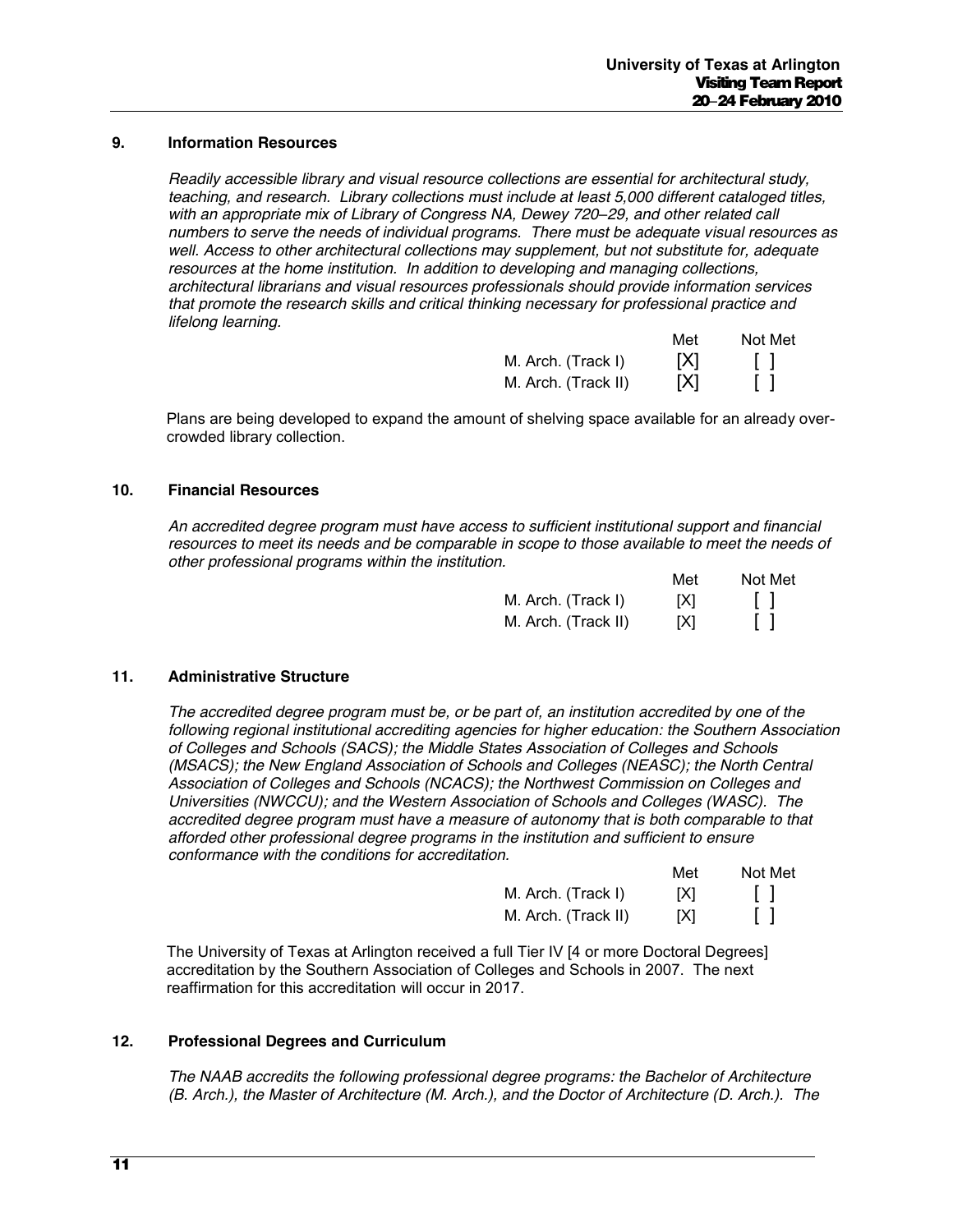### 9. Information Resources

*Readily accessible library and visual resource collections are essential for architectural study, teaching, and research. Library collections must include at least 5,000 different cataloged titles, with an appropriate mix of Library of Congress NA, Dewey 720–29, and other related call numbers to serve the needs of individual programs. There must be adequate visual resources as well. Access to other architectural collections may supplement, but not substitute for, adequate resources at the home institution. In addition to developing and managing collections, architectural librarians and visual resources professionals should provide information services that promote the research skills and critical thinking necessary for professional practice and lifelong learning.*

| | Met | Not Met |
|---|---|---|
| M. Arch. (Track I) | [X] | [ ] |
| M. Arch. (Track II) | [X] | [ ] |

Plans are being developed to expand the amount of shelving space available for an already over-crowded library collection.

### 10. Financial Resources

*An accredited degree program must have access to sufficient institutional support and financial resources to meet its needs and be comparable in scope to those available to meet the needs of other professional programs within the institution.*

| | Met | Not Met |
|---|---|---|
| M. Arch. (Track I) | [X] | [ ] |
| M. Arch. (Track II) | [X] | [ ] |

### 11. Administrative Structure

*The accredited degree program must be, or be part of, an institution accredited by one of the following regional institutional accrediting agencies for higher education: the Southern Association of Colleges and Schools (SACS); the Middle States Association of Colleges and Schools (MSACS); the New England Association of Schools and Colleges (NEASC); the North Central Association of Colleges and Schools (NCACS); the Northwest Commission on Colleges and Universities (NWCCU); and the Western Association of Schools and Colleges (WASC). The accredited degree program must have a measure of autonomy that is both comparable to that afforded other professional degree programs in the institution and sufficient to ensure conformance with the conditions for accreditation.*

| | Met | Not Met |
|---|---|---|
| M. Arch. (Track I) | [X] | [ ] |
| M. Arch. (Track II) | [X] | [ ] |

The University of Texas at Arlington received a full Tier IV [4 or more Doctoral Degrees] accreditation by the Southern Association of Colleges and Schools in 2007. The next reaffirmation for this accreditation will occur in 2017.

### 12. Professional Degrees and Curriculum

*The NAAB accredits the following professional degree programs: the Bachelor of Architecture (B. Arch.), the Master of Architecture (M. Arch.), and the Doctor of Architecture (D. Arch.). The*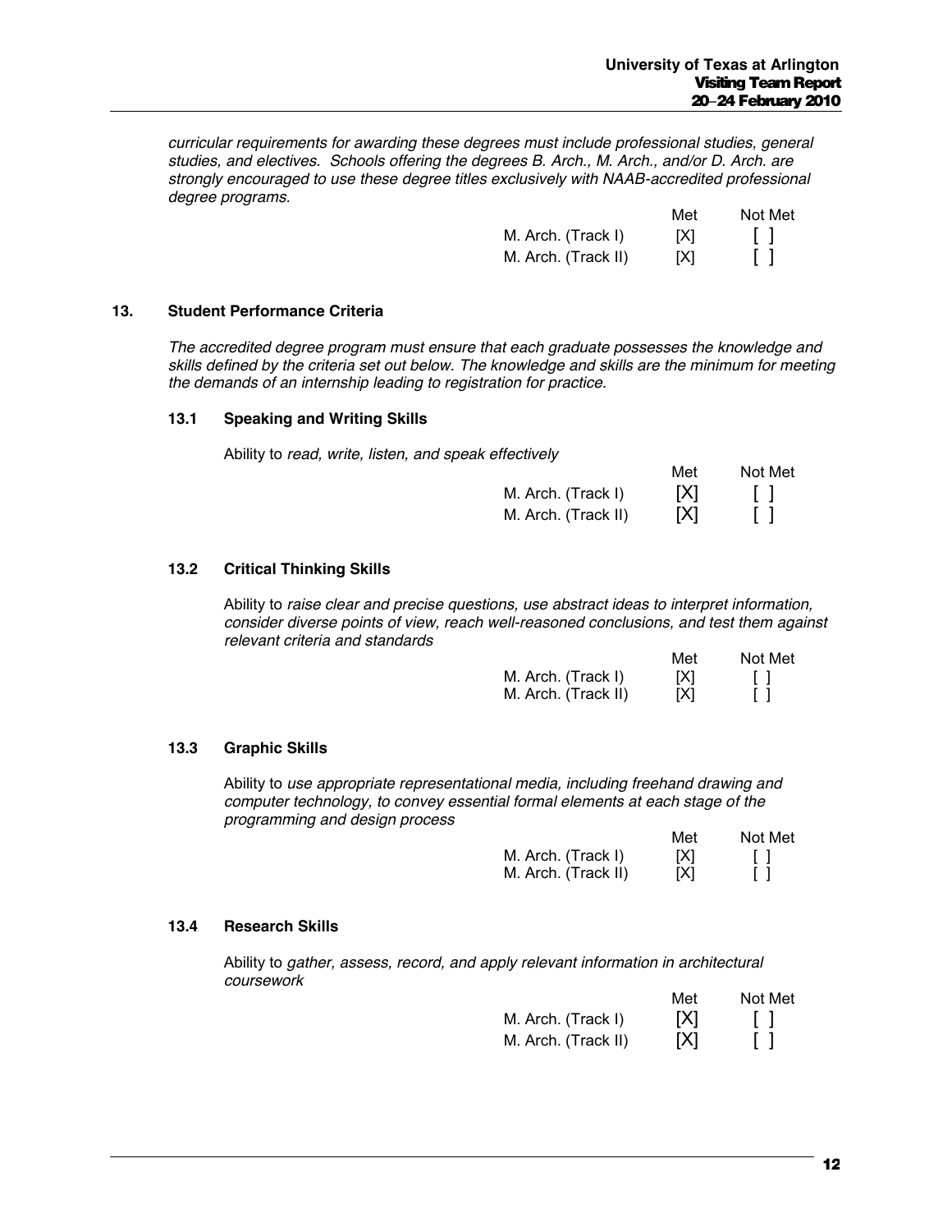*curricular requirements for awarding these degrees must include professional studies, general studies, and electives. Schools offering the degrees B. Arch., M. Arch., and/or D. Arch. are strongly encouraged to use these degree titles exclusively with NAAB-accredited professional degree programs.*

| | Met | Not Met |
|---|---|---|
| M. Arch. (Track I) | [X] | [ ] |
| M. Arch. (Track II) | [X] | [ ] |

## 13. Student Performance Criteria

*The accredited degree program must ensure that each graduate possesses the knowledge and skills defined by the criteria set out below. The knowledge and skills are the minimum for meeting the demands of an internship leading to registration for practice.*

### 13.1 Speaking and Writing Skills

Ability to *read, write, listen, and speak effectively*

| | Met | Not Met |
|---|---|---|
| M. Arch. (Track I) | [X] | [ ] |
| M. Arch. (Track II) | [X] | [ ] |

### 13.2 Critical Thinking Skills

Ability to *raise clear and precise questions, use abstract ideas to interpret information, consider diverse points of view, reach well-reasoned conclusions, and test them against relevant criteria and standards*

| | Met | Not Met |
|---|---|---|
| M. Arch. (Track I) | [X] | [ ] |
| M. Arch. (Track II) | [X] | [ ] |

### 13.3 Graphic Skills

Ability to *use appropriate representational media, including freehand drawing and computer technology, to convey essential formal elements at each stage of the programming and design process*

| | Met | Not Met |
|---|---|---|
| M. Arch. (Track I) | [X] | [ ] |
| M. Arch. (Track II) | [X] | [ ] |

### 13.4 Research Skills

Ability to *gather, assess, record, and apply relevant information in architectural coursework*

| | Met | Not Met |
|---|---|---|
| M. Arch. (Track I) | [X] | [ ] |
| M. Arch. (Track II) | [X] | [ ] |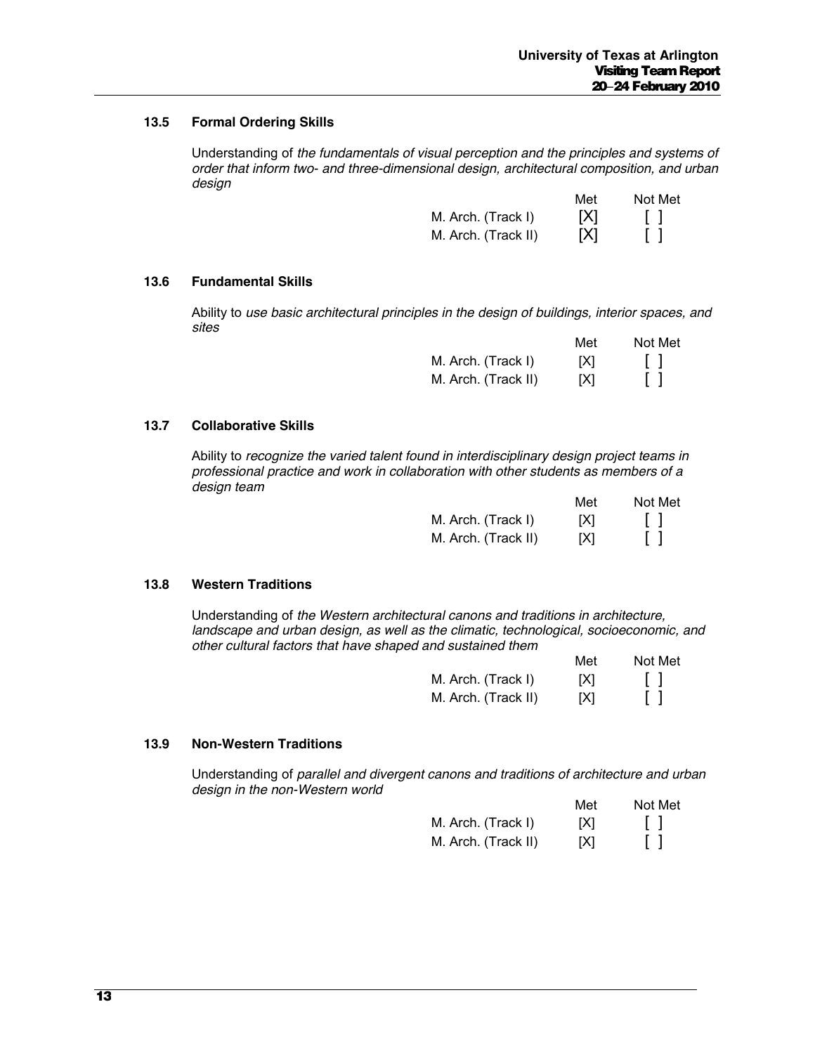### 13.5 Formal Ordering Skills

Understanding of *the fundamentals of visual perception and the principles and systems of order that inform two- and three-dimensional design, architectural composition, and urban design*

| | Met | Not Met |
|---|---|---|
| M. Arch. (Track I) | [X] | [ ] |
| M. Arch. (Track II) | [X] | [ ] |

### 13.6 Fundamental Skills

Ability to *use basic architectural principles in the design of buildings, interior spaces, and sites*

| | Met | Not Met |
|---|---|---|
| M. Arch. (Track I) | [X] | [ ] |
| M. Arch. (Track II) | [X] | [ ] |

### 13.7 Collaborative Skills

Ability to *recognize the varied talent found in interdisciplinary design project teams in professional practice and work in collaboration with other students as members of a design team*

| | Met | Not Met |
|---|---|---|
| M. Arch. (Track I) | [X] | [ ] |
| M. Arch. (Track II) | [X] | [ ] |

### 13.8 Western Traditions

Understanding of *the Western architectural canons and traditions in architecture, landscape and urban design, as well as the climatic, technological, socioeconomic, and other cultural factors that have shaped and sustained them*

| | Met | Not Met |
|---|---|---|
| M. Arch. (Track I) | [X] | [ ] |
| M. Arch. (Track II) | [X] | [ ] |

### 13.9 Non-Western Traditions

Understanding of *parallel and divergent canons and traditions of architecture and urban design in the non-Western world*

| | Met | Not Met |
|---|---|---|
| M. Arch. (Track I) | [X] | [ ] |
| M. Arch. (Track II) | [X] | [ ] |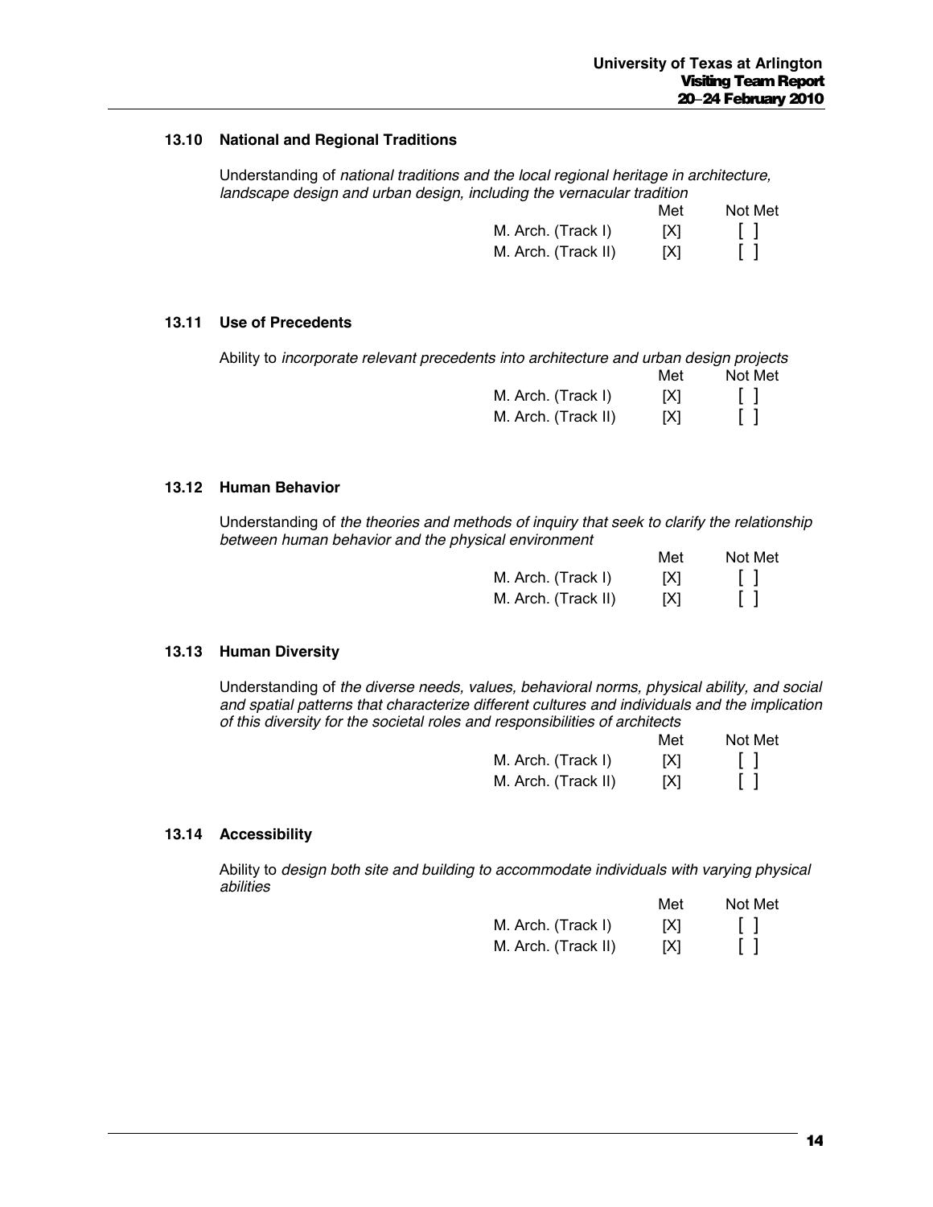### 13.10 National and Regional Traditions

Understanding of *national traditions and the local regional heritage in architecture, landscape design and urban design, including the vernacular tradition*

| | Met | Not Met |
|---|---|---|
| M. Arch. (Track I) | [X] | [ ] |
| M. Arch. (Track II) | [X] | [ ] |

### 13.11 Use of Precedents

Ability to *incorporate relevant precedents into architecture and urban design projects*

| | Met | Not Met |
|---|---|---|
| M. Arch. (Track I) | [X] | [ ] |
| M. Arch. (Track II) | [X] | [ ] |

### 13.12 Human Behavior

Understanding of *the theories and methods of inquiry that seek to clarify the relationship between human behavior and the physical environment*

| | Met | Not Met |
|---|---|---|
| M. Arch. (Track I) | [X] | [ ] |
| M. Arch. (Track II) | [X] | [ ] |

### 13.13 Human Diversity

Understanding of *the diverse needs, values, behavioral norms, physical ability, and social and spatial patterns that characterize different cultures and individuals and the implication of this diversity for the societal roles and responsibilities of architects*

| | Met | Not Met |
|---|---|---|
| M. Arch. (Track I) | [X] | [ ] |
| M. Arch. (Track II) | [X] | [ ] |

### 13.14 Accessibility

Ability to *design both site and building to accommodate individuals with varying physical abilities*

| | Met | Not Met |
|---|---|---|
| M. Arch. (Track I) | [X] | [ ] |
| M. Arch. (Track II) | [X] | [ ] |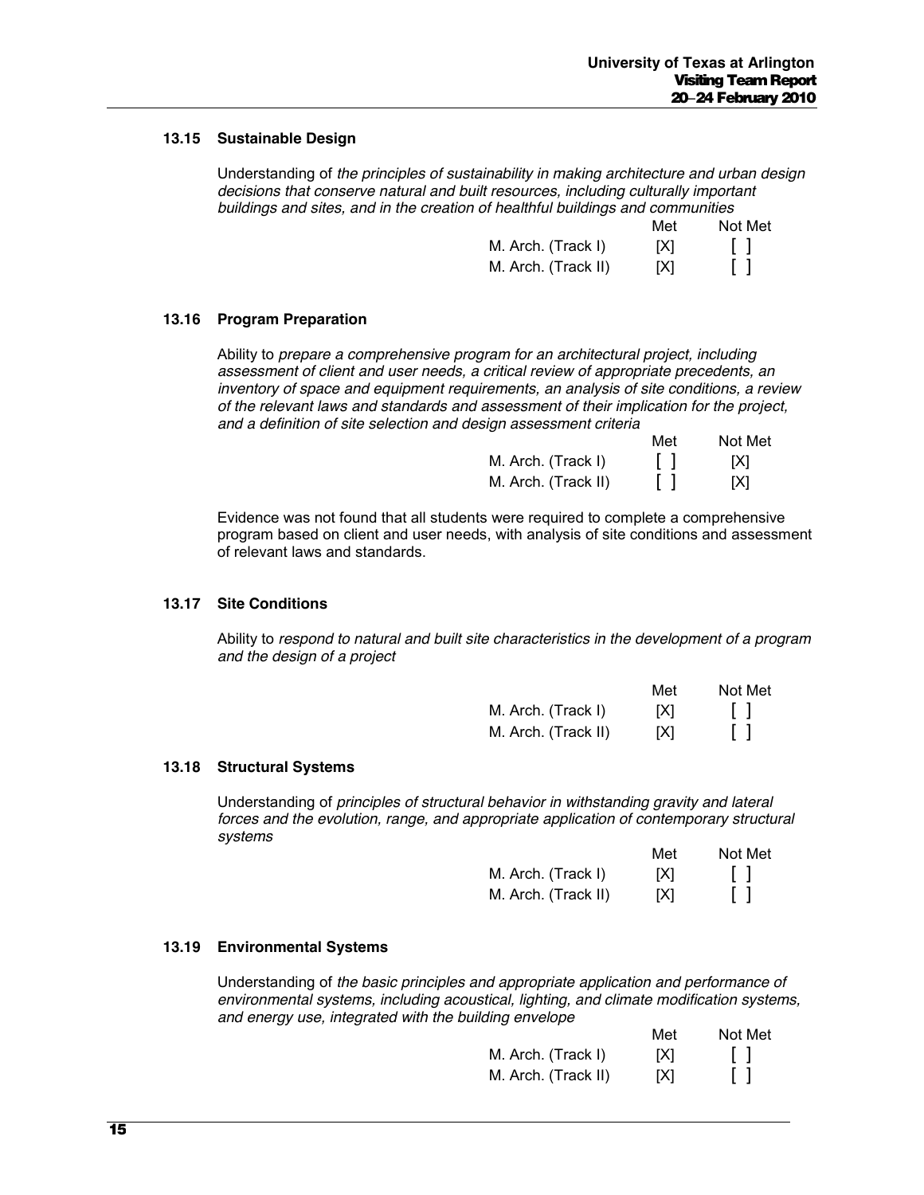### 13.15 Sustainable Design

Understanding of *the principles of sustainability in making architecture and urban design decisions that conserve natural and built resources, including culturally important buildings and sites, and in the creation of healthful buildings and communities*

| | Met | Not Met |
|---|---|---|
| M. Arch. (Track I) | [X] | [ ] |
| M. Arch. (Track II) | [X] | [ ] |

### 13.16 Program Preparation

Ability to *prepare a comprehensive program for an architectural project, including assessment of client and user needs, a critical review of appropriate precedents, an inventory of space and equipment requirements, an analysis of site conditions, a review of the relevant laws and standards and assessment of their implication for the project, and a definition of site selection and design assessment criteria*

| | Met | Not Met |
|---|---|---|
| M. Arch. (Track I) | [ ] | [X] |
| M. Arch. (Track II) | [ ] | [X] |

Evidence was not found that all students were required to complete a comprehensive program based on client and user needs, with analysis of site conditions and assessment of relevant laws and standards.

### 13.17 Site Conditions

Ability to *respond to natural and built site characteristics in the development of a program and the design of a project*

| | Met | Not Met |
|---|---|---|
| M. Arch. (Track I) | [X] | [ ] |
| M. Arch. (Track II) | [X] | [ ] |

### 13.18 Structural Systems

Understanding of *principles of structural behavior in withstanding gravity and lateral forces and the evolution, range, and appropriate application of contemporary structural systems*

| | Met | Not Met |
|---|---|---|
| M. Arch. (Track I) | [X] | [ ] |
| M. Arch. (Track II) | [X] | [ ] |

### 13.19 Environmental Systems

Understanding of *the basic principles and appropriate application and performance of environmental systems, including acoustical, lighting, and climate modification systems, and energy use, integrated with the building envelope*

| | Met | Not Met |
|---|---|---|
| M. Arch. (Track I) | [X] | [ ] |
| M. Arch. (Track II) | [X] | [ ] |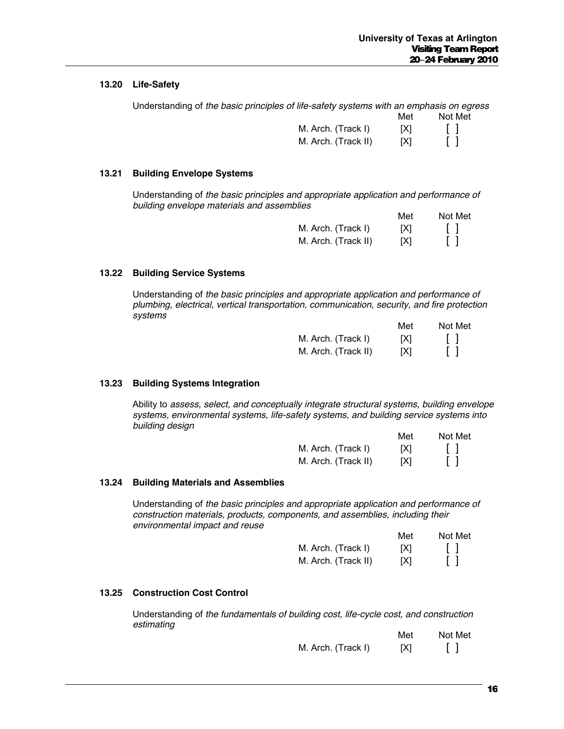### 13.20 Life-Safety

Understanding of *the basic principles of life-safety systems with an emphasis on egress*

| | Met | Not Met |
|---|---|---|
| M. Arch. (Track I) | [X] | [ ] |
| M. Arch. (Track II) | [X] | [ ] |

### 13.21 Building Envelope Systems

Understanding of *the basic principles and appropriate application and performance of building envelope materials and assemblies*

| | Met | Not Met |
|---|---|---|
| M. Arch. (Track I) | [X] | [ ] |
| M. Arch. (Track II) | [X] | [ ] |

### 13.22 Building Service Systems

Understanding of *the basic principles and appropriate application and performance of plumbing, electrical, vertical transportation, communication, security, and fire protection systems*

| | Met | Not Met |
|---|---|---|
| M. Arch. (Track I) | [X] | [ ] |
| M. Arch. (Track II) | [X] | [ ] |

### 13.23 Building Systems Integration

Ability to *assess, select, and conceptually integrate structural systems, building envelope systems, environmental systems, life-safety systems, and building service systems into building design*

| | Met | Not Met |
|---|---|---|
| M. Arch. (Track I) | [X] | [ ] |
| M. Arch. (Track II) | [X] | [ ] |

### 13.24 Building Materials and Assemblies

Understanding of *the basic principles and appropriate application and performance of construction materials, products, components, and assemblies, including their environmental impact and reuse*

| | Met | Not Met |
|---|---|---|
| M. Arch. (Track I) | [X] | [ ] |
| M. Arch. (Track II) | [X] | [ ] |

### 13.25 Construction Cost Control

Understanding of *the fundamentals of building cost, life-cycle cost, and construction estimating*

| | Met | Not Met |
|---|---|---|
| M. Arch. (Track I) | [X] | [ ] |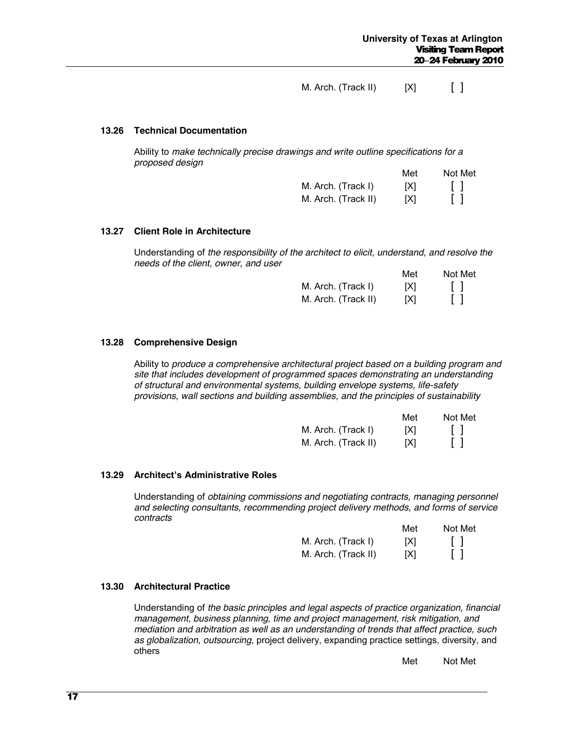| | Met | Not Met |
|---|---|---|
| M. Arch. (Track II) | [X] | [ ] |

### 13.26 Technical Documentation

Ability to *make technically precise drawings and write outline specifications for a proposed design*

| | Met | Not Met |
|---|---|---|
| M. Arch. (Track I) | [X] | [ ] |
| M. Arch. (Track II) | [X] | [ ] |

### 13.27 Client Role in Architecture

Understanding of *the responsibility of the architect to elicit, understand, and resolve the needs of the client, owner, and user*

| | Met | Not Met |
|---|---|---|
| M. Arch. (Track I) | [X] | [ ] |
| M. Arch. (Track II) | [X] | [ ] |

### 13.28 Comprehensive Design

Ability to *produce a comprehensive architectural project based on a building program and site that includes development of programmed spaces demonstrating an understanding of structural and environmental systems, building envelope systems, life-safety provisions, wall sections and building assemblies, and the principles of sustainability*

| | Met | Not Met |
|---|---|---|
| M. Arch. (Track I) | [X] | [ ] |
| M. Arch. (Track II) | [X] | [ ] |

### 13.29 Architect's Administrative Roles

Understanding of *obtaining commissions and negotiating contracts, managing personnel and selecting consultants, recommending project delivery methods, and forms of service contracts*

| | Met | Not Met |
|---|---|---|
| M. Arch. (Track I) | [X] | [ ] |
| M. Arch. (Track II) | [X] | [ ] |

### 13.30 Architectural Practice

Understanding of *the basic principles and legal aspects of practice organization, financial management, business planning, time and project management, risk mitigation, and mediation and arbitration as well as an understanding of trends that affect practice, such as globalization, outsourcing*, project delivery, expanding practice settings, diversity, and others

| | Met | Not Met |
|---|---|---|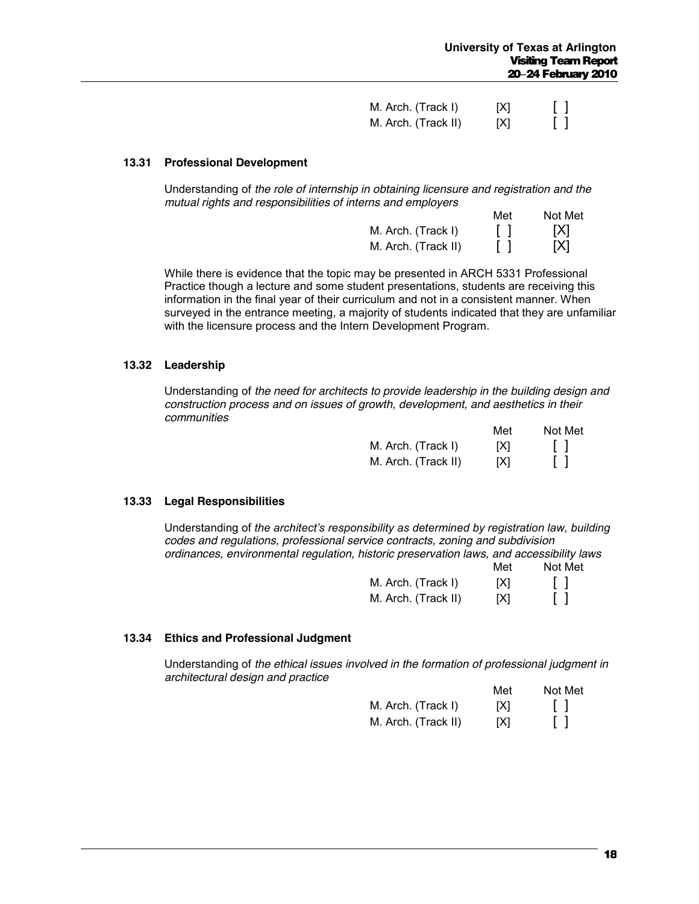| | Met | Not Met |
|---|---|---|
| M. Arch. (Track I) | [X] | [ ] |
| M. Arch. (Track II) | [X] | [ ] |

### 13.31 Professional Development

Understanding of *the role of internship in obtaining licensure and registration and the mutual rights and responsibilities of interns and employers*

| | Met | Not Met |
|---|---|---|
| M. Arch. (Track I) | [ ] | [X] |
| M. Arch. (Track II) | [ ] | [X] |

While there is evidence that the topic may be presented in ARCH 5331 Professional Practice though a lecture and some student presentations, students are receiving this information in the final year of their curriculum and not in a consistent manner. When surveyed in the entrance meeting, a majority of students indicated that they are unfamiliar with the licensure process and the Intern Development Program.

### 13.32 Leadership

Understanding of *the need for architects to provide leadership in the building design and construction process and on issues of growth, development, and aesthetics in their communities*

| | Met | Not Met |
|---|---|---|
| M. Arch. (Track I) | [X] | [ ] |
| M. Arch. (Track II) | [X] | [ ] |

### 13.33 Legal Responsibilities

Understanding of *the architect's responsibility as determined by registration law, building codes and regulations, professional service contracts, zoning and subdivision ordinances, environmental regulation, historic preservation laws, and accessibility laws*

| | Met | Not Met |
|---|---|---|
| M. Arch. (Track I) | [X] | [ ] |
| M. Arch. (Track II) | [X] | [ ] |

### 13.34 Ethics and Professional Judgment

Understanding of *the ethical issues involved in the formation of professional judgment in architectural design and practice*

| | Met | Not Met |
|---|---|---|
| M. Arch. (Track I) | [X] | [ ] |
| M. Arch. (Track II) | [X] | [ ] |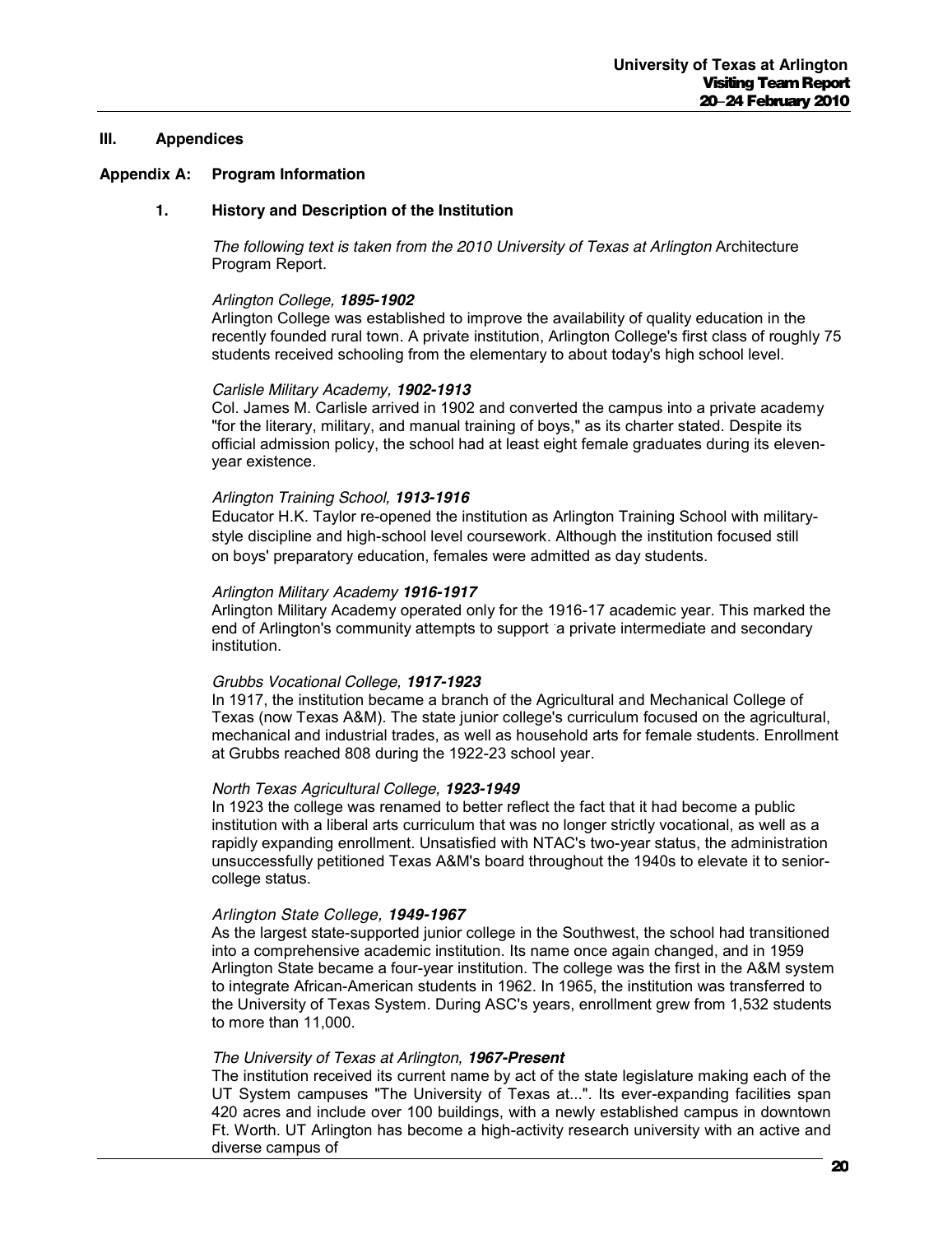## III. Appendices

### Appendix A: Program Information

#### 1. History and Description of the Institution

*The following text is taken from the 2010 University of Texas at Arlington* Architecture Program Report.

*Arlington College, **1895-1902***
Arlington College was established to improve the availability of quality education in the recently founded rural town. A private institution, Arlington College's first class of roughly 75 students received schooling from the elementary to about today's high school level.

*Carlisle Military Academy, **1902-1913***
Col. James M. Carlisle arrived in 1902 and converted the campus into a private academy "for the literary, military, and manual training of boys," as its charter stated. Despite its official admission policy, the school had at least eight female graduates during its eleven-year existence.

*Arlington Training School, **1913-1916***
Educator H.K. Taylor re-opened the institution as Arlington Training School with military-style discipline and high-school level coursework. Although the institution focused still on boys' preparatory education, females were admitted as day students.

*Arlington Military Academy **1916-1917***
Arlington Military Academy operated only for the 1916-17 academic year. This marked the end of Arlington's community attempts to support a private intermediate and secondary institution.

*Grubbs Vocational College, **1917-1923***
In 1917, the institution became a branch of the Agricultural and Mechanical College of Texas (now Texas A&M). The state junior college's curriculum focused on the agricultural, mechanical and industrial trades, as well as household arts for female students. Enrollment at Grubbs reached 808 during the 1922-23 school year.

*North Texas Agricultural College, **1923-1949***
In 1923 the college was renamed to better reflect the fact that it had become a public institution with a liberal arts curriculum that was no longer strictly vocational, as well as a rapidly expanding enrollment. Unsatisfied with NTAC's two-year status, the administration unsuccessfully petitioned Texas A&M's board throughout the 1940s to elevate it to senior-college status.

*Arlington State College, **1949-1967***
As the largest state-supported junior college in the Southwest, the school had transitioned into a comprehensive academic institution. Its name once again changed, and in 1959 Arlington State became a four-year institution. The college was the first in the A&M system to integrate African-American students in 1962. In 1965, the institution was transferred to the University of Texas System. During ASC's years, enrollment grew from 1,532 students to more than 11,000.

*The University of Texas at Arlington, **1967-Present***
The institution received its current name by act of the state legislature making each of the UT System campuses "The University of Texas at...". Its ever-expanding facilities span 420 acres and include over 100 buildings, with a newly established campus in downtown Ft. Worth. UT Arlington has become a high-activity research university with an active and diverse campus of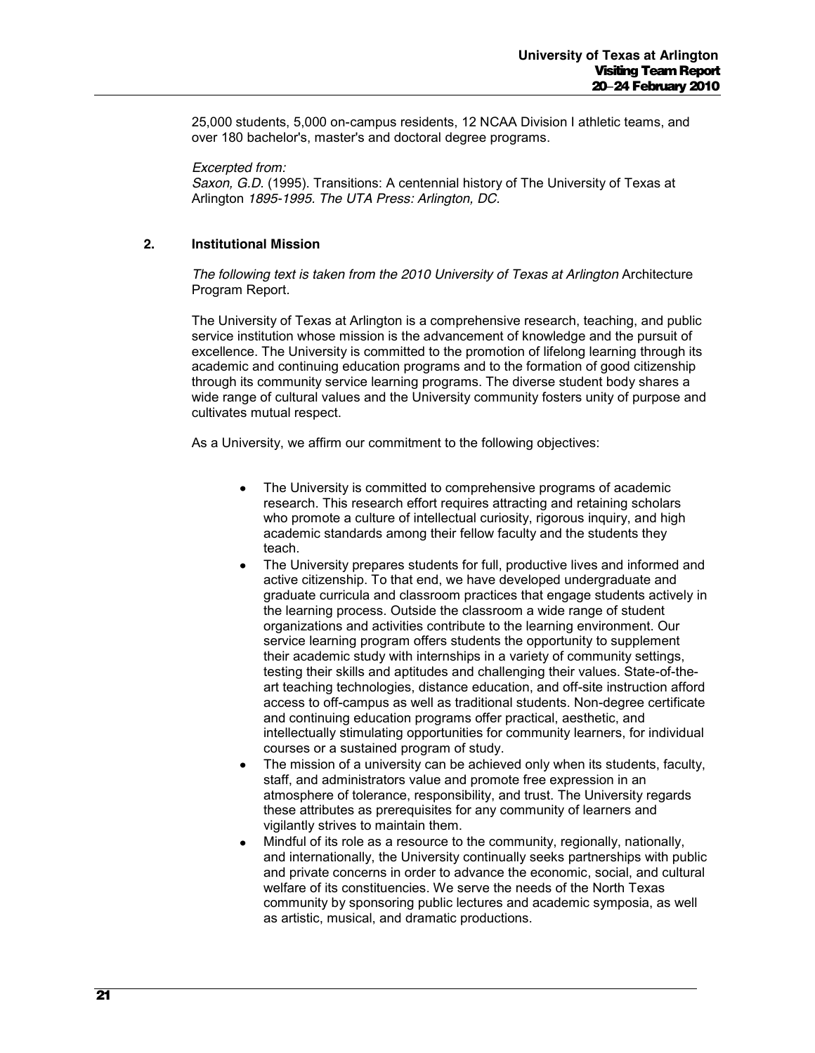25,000 students, 5,000 on-campus residents, 12 NCAA Division I athletic teams, and over 180 bachelor's, master's and doctoral degree programs.

*Excerpted from:*
*Saxon, G.D.* (1995). Transitions: A centennial history of The University of Texas at Arlington *1895-1995. The UTA Press: Arlington, DC.*

## 2. Institutional Mission

*The following text is taken from the 2010 University of Texas at Arlington* Architecture Program Report.

The University of Texas at Arlington is a comprehensive research, teaching, and public service institution whose mission is the advancement of knowledge and the pursuit of excellence. The University is committed to the promotion of lifelong learning through its academic and continuing education programs and to the formation of good citizenship through its community service learning programs. The diverse student body shares a wide range of cultural values and the University community fosters unity of purpose and cultivates mutual respect.

As a University, we affirm our commitment to the following objectives:

- The University is committed to comprehensive programs of academic research. This research effort requires attracting and retaining scholars who promote a culture of intellectual curiosity, rigorous inquiry, and high academic standards among their fellow faculty and the students they teach.
- The University prepares students for full, productive lives and informed and active citizenship. To that end, we have developed undergraduate and graduate curricula and classroom practices that engage students actively in the learning process. Outside the classroom a wide range of student organizations and activities contribute to the learning environment. Our service learning program offers students the opportunity to supplement their academic study with internships in a variety of community settings, testing their skills and aptitudes and challenging their values. State-of-the-art teaching technologies, distance education, and off-site instruction afford access to off-campus as well as traditional students. Non-degree certificate and continuing education programs offer practical, aesthetic, and intellectually stimulating opportunities for community learners, for individual courses or a sustained program of study.
- The mission of a university can be achieved only when its students, faculty, staff, and administrators value and promote free expression in an atmosphere of tolerance, responsibility, and trust. The University regards these attributes as prerequisites for any community of learners and vigilantly strives to maintain them.
- Mindful of its role as a resource to the community, regionally, nationally, and internationally, the University continually seeks partnerships with public and private concerns in order to advance the economic, social, and cultural welfare of its constituencies. We serve the needs of the North Texas community by sponsoring public lectures and academic symposia, as well as artistic, musical, and dramatic productions.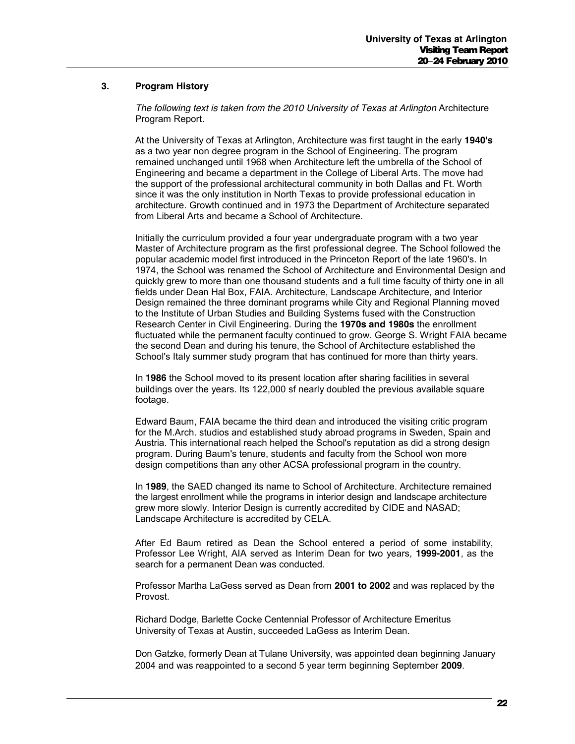## 3. Program History

*The following text is taken from the 2010 University of Texas at Arlington* Architecture Program Report.

At the University of Texas at Arlington, Architecture was first taught in the early **1940's** as a two year non degree program in the School of Engineering. The program remained unchanged until 1968 when Architecture left the umbrella of the School of Engineering and became a department in the College of Liberal Arts. The move had the support of the professional architectural community in both Dallas and Ft. Worth since it was the only institution in North Texas to provide professional education in architecture. Growth continued and in 1973 the Department of Architecture separated from Liberal Arts and became a School of Architecture.

Initially the curriculum provided a four year undergraduate program with a two year Master of Architecture program as the first professional degree. The School followed the popular academic model first introduced in the Princeton Report of the late 1960's. In 1974, the School was renamed the School of Architecture and Environmental Design and quickly grew to more than one thousand students and a full time faculty of thirty one in all fields under Dean Hal Box, FAIA. Architecture, Landscape Architecture, and Interior Design remained the three dominant programs while City and Regional Planning moved to the Institute of Urban Studies and Building Systems fused with the Construction Research Center in Civil Engineering. During the **1970s and 1980s** the enrollment fluctuated while the permanent faculty continued to grow. George S. Wright FAIA became the second Dean and during his tenure, the School of Architecture established the School's Italy summer study program that has continued for more than thirty years.

In **1986** the School moved to its present location after sharing facilities in several buildings over the years. Its 122,000 sf nearly doubled the previous available square footage.

Edward Baum, FAIA became the third dean and introduced the visiting critic program for the M.Arch. studios and established study abroad programs in Sweden, Spain and Austria. This international reach helped the School's reputation as did a strong design program. During Baum's tenure, students and faculty from the School won more design competitions than any other ACSA professional program in the country.

In **1989**, the SAED changed its name to School of Architecture. Architecture remained the largest enrollment while the programs in interior design and landscape architecture grew more slowly. Interior Design is currently accredited by CIDE and NASAD; Landscape Architecture is accredited by CELA.

After Ed Baum retired as Dean the School entered a period of some instability, Professor Lee Wright, AIA served as Interim Dean for two years, **1999-2001**, as the search for a permanent Dean was conducted.

Professor Martha LaGess served as Dean from **2001 to 2002** and was replaced by the Provost.

Richard Dodge, Barlette Cocke Centennial Professor of Architecture Emeritus University of Texas at Austin, succeeded LaGess as Interim Dean.

Don Gatzke, formerly Dean at Tulane University, was appointed dean beginning January 2004 and was reappointed to a second 5 year term beginning September **2009**.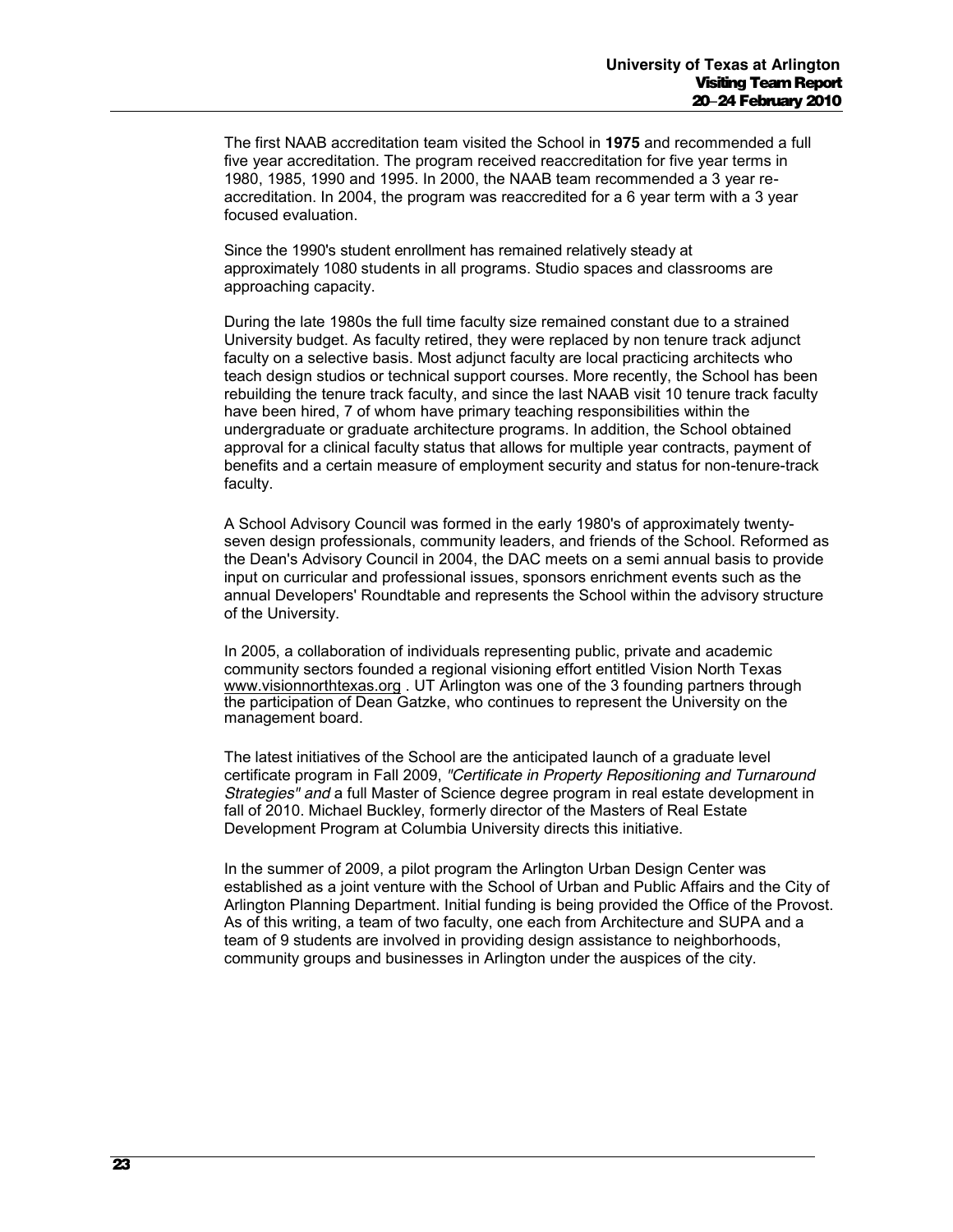The first NAAB accreditation team visited the School in **1975** and recommended a full five year accreditation. The program received reaccreditation for five year terms in 1980, 1985, 1990 and 1995. In 2000, the NAAB team recommended a 3 year re-accreditation. In 2004, the program was reaccredited for a 6 year term with a 3 year focused evaluation.

Since the 1990's student enrollment has remained relatively steady at approximately 1080 students in all programs. Studio spaces and classrooms are approaching capacity.

During the late 1980s the full time faculty size remained constant due to a strained University budget. As faculty retired, they were replaced by non tenure track adjunct faculty on a selective basis. Most adjunct faculty are local practicing architects who teach design studios or technical support courses. More recently, the School has been rebuilding the tenure track faculty, and since the last NAAB visit 10 tenure track faculty have been hired, 7 of whom have primary teaching responsibilities within the undergraduate or graduate architecture programs. In addition, the School obtained approval for a clinical faculty status that allows for multiple year contracts, payment of benefits and a certain measure of employment security and status for non-tenure-track faculty.

A School Advisory Council was formed in the early 1980's of approximately twenty-seven design professionals, community leaders, and friends of the School. Reformed as the Dean's Advisory Council in 2004, the DAC meets on a semi annual basis to provide input on curricular and professional issues, sponsors enrichment events such as the annual Developers' Roundtable and represents the School within the advisory structure of the University.

In 2005, a collaboration of individuals representing public, private and academic community sectors founded a regional visioning effort entitled Vision North Texas www.visionnorthtexas.org . UT Arlington was one of the 3 founding partners through the participation of Dean Gatzke, who continues to represent the University on the management board.

The latest initiatives of the School are the anticipated launch of a graduate level certificate program in Fall 2009, *"Certificate in Property Repositioning and Turnaround Strategies" and* a full Master of Science degree program in real estate development in fall of 2010. Michael Buckley, formerly director of the Masters of Real Estate Development Program at Columbia University directs this initiative.

In the summer of 2009, a pilot program the Arlington Urban Design Center was established as a joint venture with the School of Urban and Public Affairs and the City of Arlington Planning Department. Initial funding is being provided the Office of the Provost. As of this writing, a team of two faculty, one each from Architecture and SUPA and a team of 9 students are involved in providing design assistance to neighborhoods, community groups and businesses in Arlington under the auspices of the city.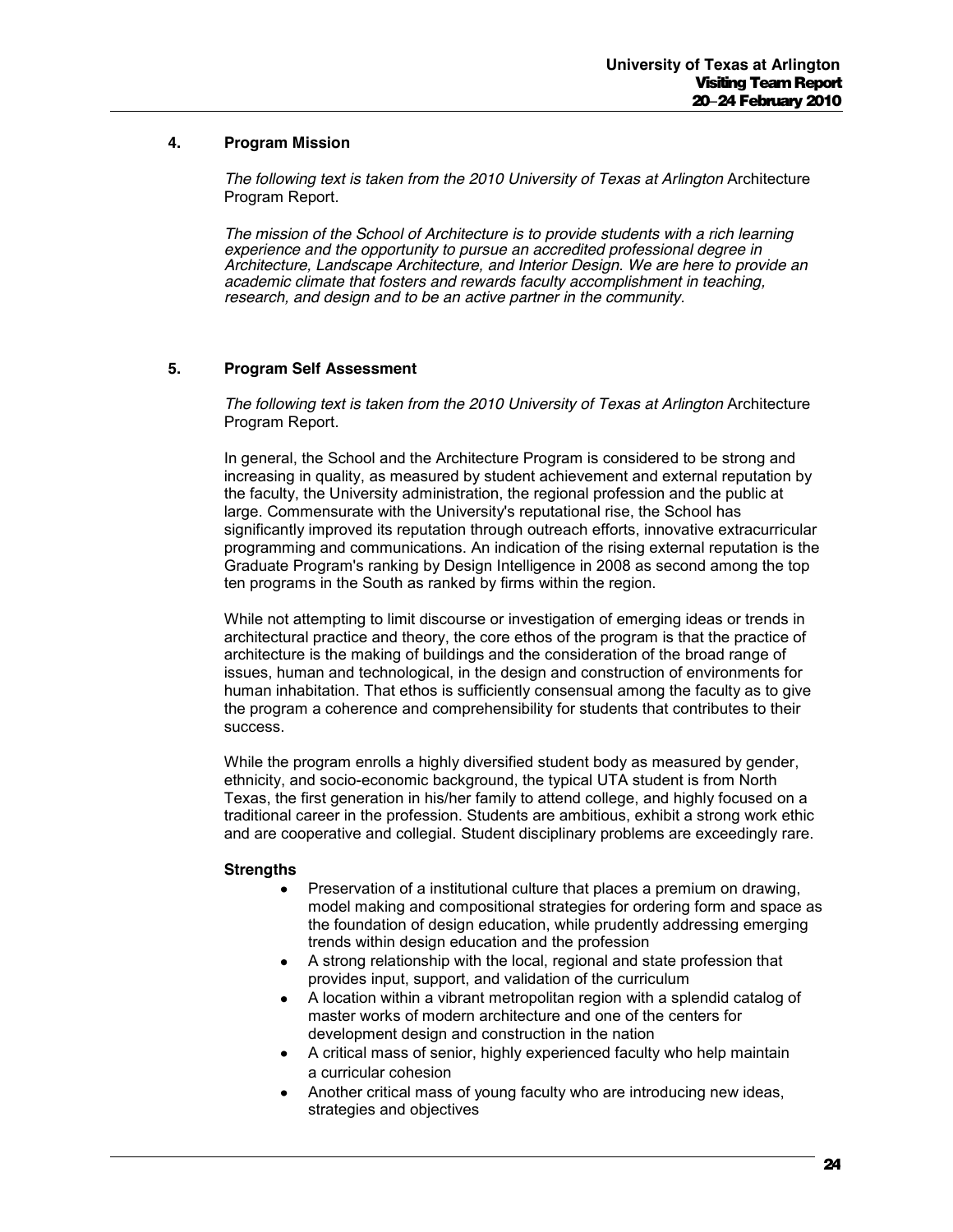## 4. Program Mission

*The following text is taken from the 2010 University of Texas at Arlington* Architecture Program Report.

*The mission of the School of Architecture is to provide students with a rich learning experience and the opportunity to pursue an accredited professional degree in Architecture, Landscape Architecture, and Interior Design. We are here to provide an academic climate that fosters and rewards faculty accomplishment in teaching, research, and design and to be an active partner in the community.*

## 5. Program Self Assessment

*The following text is taken from the 2010 University of Texas at Arlington* Architecture Program Report.

In general, the School and the Architecture Program is considered to be strong and increasing in quality, as measured by student achievement and external reputation by the faculty, the University administration, the regional profession and the public at large. Commensurate with the University's reputational rise, the School has significantly improved its reputation through outreach efforts, innovative extracurricular programming and communications. An indication of the rising external reputation is the Graduate Program's ranking by Design Intelligence in 2008 as second among the top ten programs in the South as ranked by firms within the region.

While not attempting to limit discourse or investigation of emerging ideas or trends in architectural practice and theory, the core ethos of the program is that the practice of architecture is the making of buildings and the consideration of the broad range of issues, human and technological, in the design and construction of environments for human inhabitation. That ethos is sufficiently consensual among the faculty as to give the program a coherence and comprehensibility for students that contributes to their success.

While the program enrolls a highly diversified student body as measured by gender, ethnicity, and socio-economic background, the typical UTA student is from North Texas, the first generation in his/her family to attend college, and highly focused on a traditional career in the profession. Students are ambitious, exhibit a strong work ethic and are cooperative and collegial. Student disciplinary problems are exceedingly rare.

**Strengths**

- Preservation of a institutional culture that places a premium on drawing, model making and compositional strategies for ordering form and space as the foundation of design education, while prudently addressing emerging trends within design education and the profession
- A strong relationship with the local, regional and state profession that provides input, support, and validation of the curriculum
- A location within a vibrant metropolitan region with a splendid catalog of master works of modern architecture and one of the centers for development design and construction in the nation
- A critical mass of senior, highly experienced faculty who help maintain a curricular cohesion
- Another critical mass of young faculty who are introducing new ideas, strategies and objectives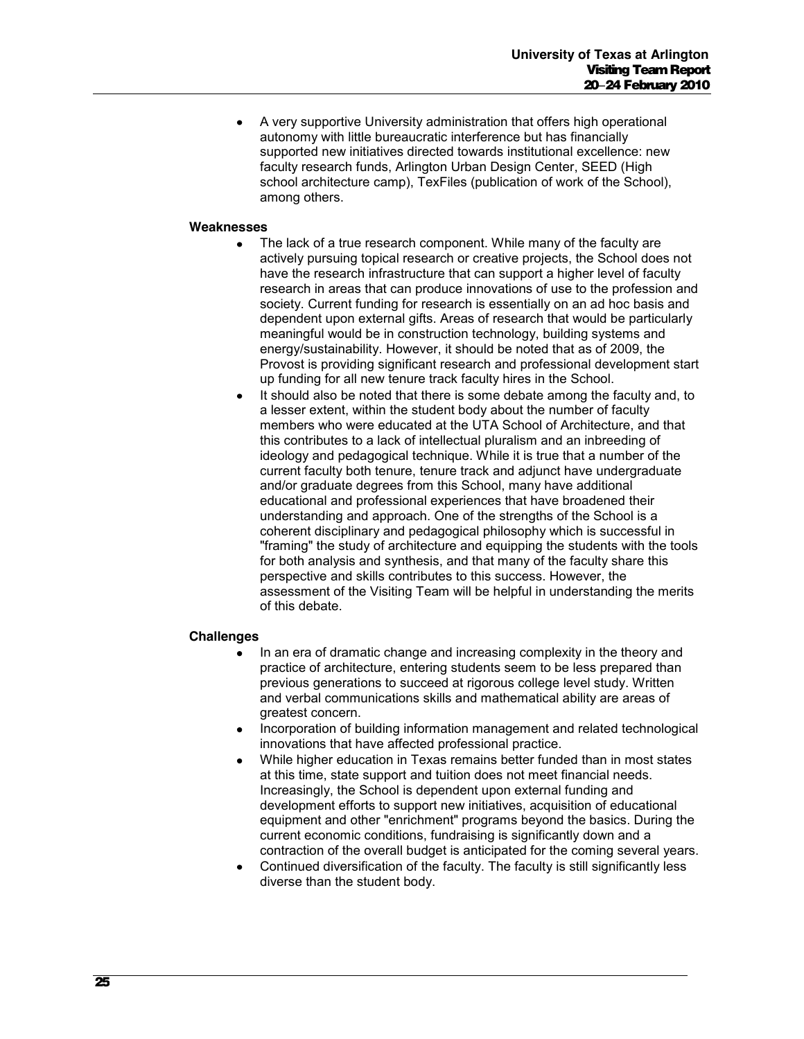- A very supportive University administration that offers high operational autonomy with little bureaucratic interference but has financially supported new initiatives directed towards institutional excellence: new faculty research funds, Arlington Urban Design Center, SEED (High school architecture camp), TexFiles (publication of work of the School), among others.

**Weaknesses**

- The lack of a true research component. While many of the faculty are actively pursuing topical research or creative projects, the School does not have the research infrastructure that can support a higher level of faculty research in areas that can produce innovations of use to the profession and society. Current funding for research is essentially on an ad hoc basis and dependent upon external gifts. Areas of research that would be particularly meaningful would be in construction technology, building systems and energy/sustainability. However, it should be noted that as of 2009, the Provost is providing significant research and professional development start up funding for all new tenure track faculty hires in the School.
- It should also be noted that there is some debate among the faculty and, to a lesser extent, within the student body about the number of faculty members who were educated at the UTA School of Architecture, and that this contributes to a lack of intellectual pluralism and an inbreeding of ideology and pedagogical technique. While it is true that a number of the current faculty both tenure, tenure track and adjunct have undergraduate and/or graduate degrees from this School, many have additional educational and professional experiences that have broadened their understanding and approach. One of the strengths of the School is a coherent disciplinary and pedagogical philosophy which is successful in "framing" the study of architecture and equipping the students with the tools for both analysis and synthesis, and that many of the faculty share this perspective and skills contributes to this success. However, the assessment of the Visiting Team will be helpful in understanding the merits of this debate.

**Challenges**

- In an era of dramatic change and increasing complexity in the theory and practice of architecture, entering students seem to be less prepared than previous generations to succeed at rigorous college level study. Written and verbal communications skills and mathematical ability are areas of greatest concern.
- Incorporation of building information management and related technological innovations that have affected professional practice.
- While higher education in Texas remains better funded than in most states at this time, state support and tuition does not meet financial needs. Increasingly, the School is dependent upon external funding and development efforts to support new initiatives, acquisition of educational equipment and other "enrichment" programs beyond the basics. During the current economic conditions, fundraising is significantly down and a contraction of the overall budget is anticipated for the coming several years.
- Continued diversification of the faculty. The faculty is still significantly less diverse than the student body.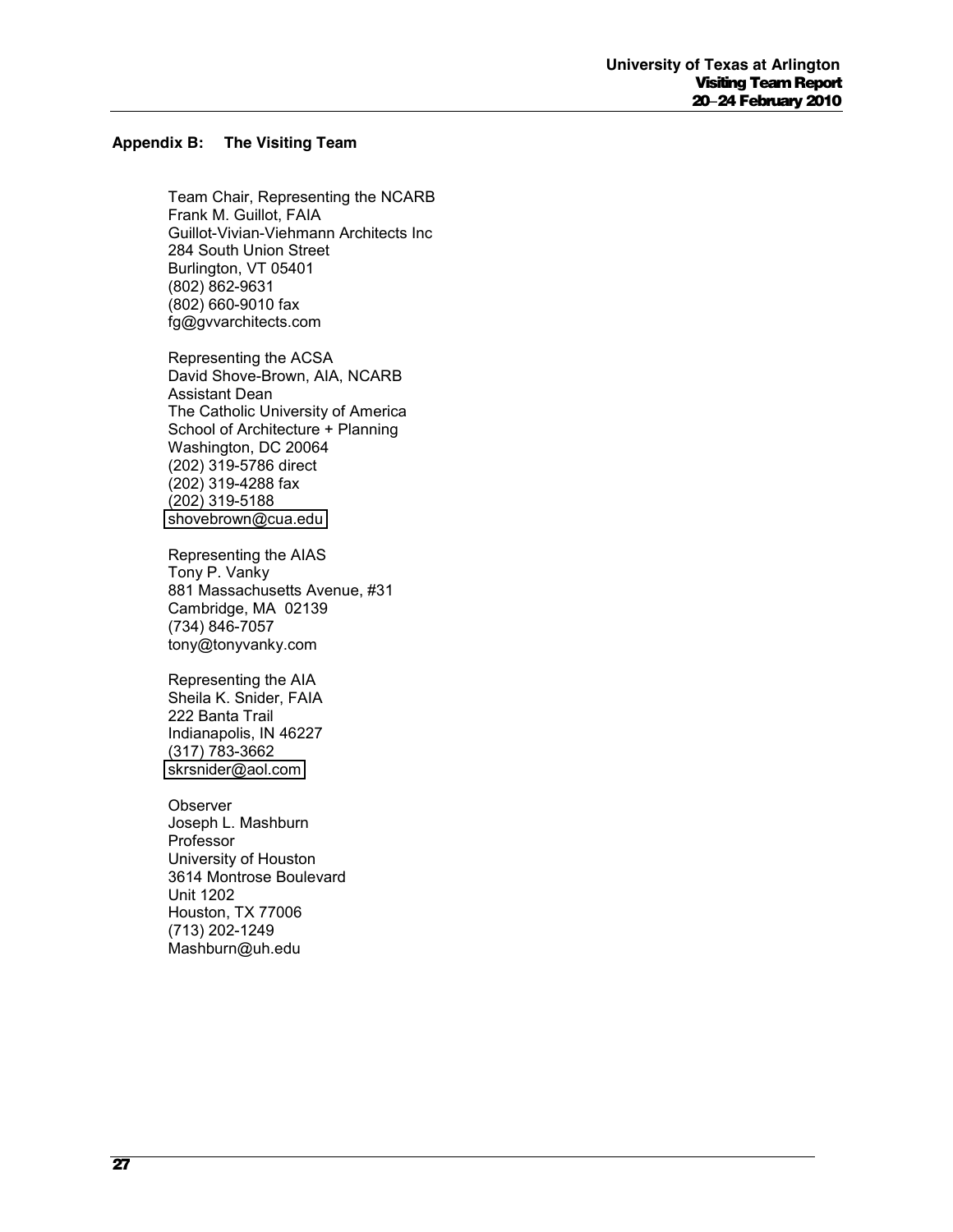## Appendix B: The Visiting Team

Team Chair, Representing the NCARB
Frank M. Guillot, FAIA
Guillot-Vivian-Viehmann Architects Inc
284 South Union Street
Burlington, VT 05401
(802) 862-9631
(802) 660-9010 fax
fg@gvvarchitects.com

Representing the ACSA
David Shove-Brown, AIA, NCARB
Assistant Dean
The Catholic University of America
School of Architecture + Planning
Washington, DC 20064
(202) 319-5786 direct
(202) 319-4288 fax
(202) 319-5188
shovebrown@cua.edu

Representing the AIAS
Tony P. Vanky
881 Massachusetts Avenue, #31
Cambridge, MA 02139
(734) 846-7057
tony@tonyvanky.com

Representing the AIA
Sheila K. Snider, FAIA
222 Banta Trail
Indianapolis, IN 46227
(317) 783-3662
skrsnider@aol.com

Observer
Joseph L. Mashburn
Professor
University of Houston
3614 Montrose Boulevard
Unit 1202
Houston, TX 77006
(713) 202-1249
Mashburn@uh.edu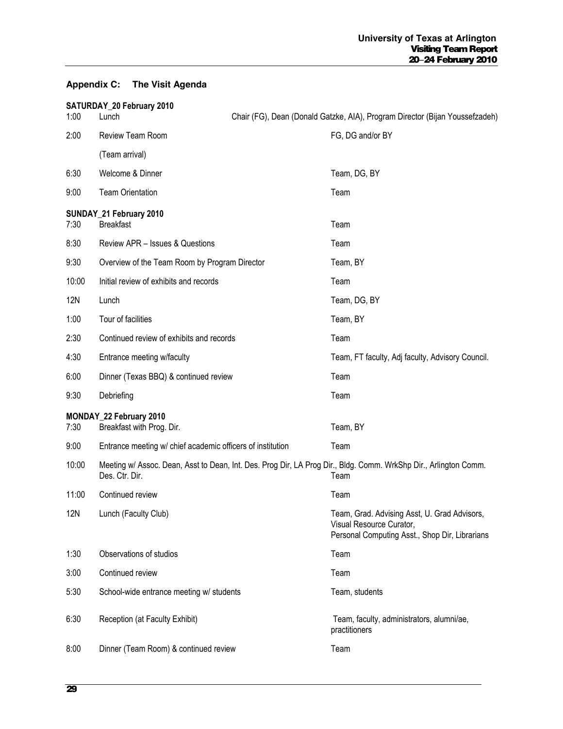## Appendix C: The Visit Agenda

**SATURDAY_20 February 2010**

| Time | Activity | Participants |
|---|---|---|
| 1:00 | Lunch | Chair (FG), Dean (Donald Gatzke, AIA), Program Director (Bijan Youssefzadeh) |
| 2:00 | Review Team Room | FG, DG and/or BY |
| | (Team arrival) | |
| 6:30 | Welcome & Dinner | Team, DG, BY |
| 9:00 | Team Orientation | Team |

**SUNDAY_21 February 2010**

| Time | Activity | Participants |
|---|---|---|
| 7:30 | Breakfast | Team |
| 8:30 | Review APR – Issues & Questions | Team |
| 9:30 | Overview of the Team Room by Program Director | Team, BY |
| 10:00 | Initial review of exhibits and records | Team |
| 12N | Lunch | Team, DG, BY |
| 1:00 | Tour of facilities | Team, BY |
| 2:30 | Continued review of exhibits and records | Team |
| 4:30 | Entrance meeting w/faculty | Team, FT faculty, Adj faculty, Advisory Council. |
| 6:00 | Dinner (Texas BBQ) & continued review | Team |
| 9:30 | Debriefing | Team |

**MONDAY_22 February 2010**

| Time | Activity | Participants |
|---|---|---|
| 7:30 | Breakfast with Prog. Dir. | Team, BY |
| 9:00 | Entrance meeting w/ chief academic officers of institution | Team |
| 10:00 | Meeting w/ Assoc. Dean, Asst to Dean, Int. Des. Prog Dir, LA Prog Dir., Bldg. Comm. WrkShp Dir., Arlington Comm. Des. Ctr. Dir. | Team |
| 11:00 | Continued review | Team |
| 12N | Lunch (Faculty Club) | Team, Grad. Advising Asst, U. Grad Advisors, Visual Resource Curator, Personal Computing Asst., Shop Dir, Librarians |
| 1:30 | Observations of studios | Team |
| 3:00 | Continued review | Team |
| 5:30 | School-wide entrance meeting w/ students | Team, students |
| 6:30 | Reception (at Faculty Exhibit) | Team, faculty, administrators, alumni/ae, practitioners |
| 8:00 | Dinner (Team Room) & continued review | Team |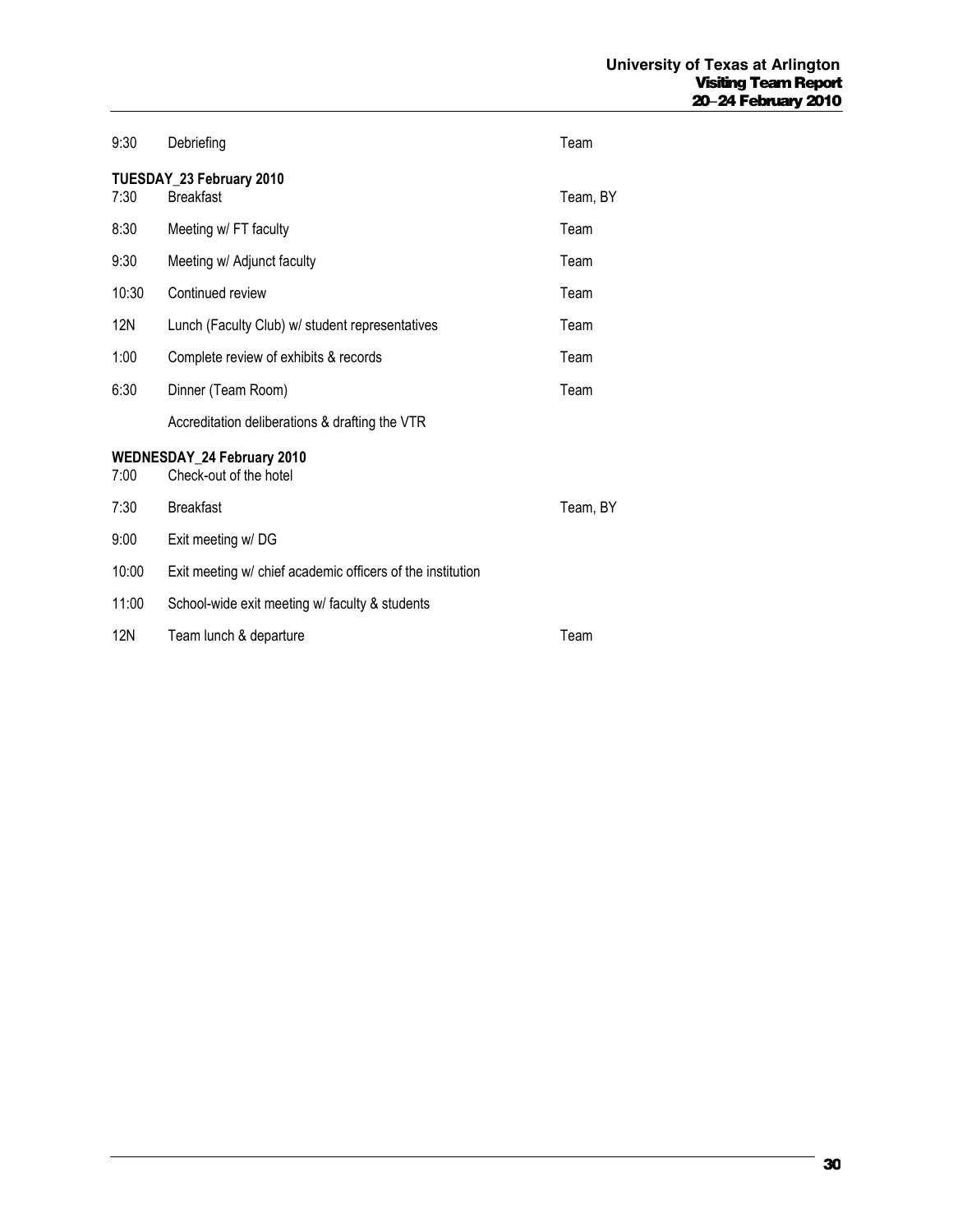| | | |
|---|---|---|
| 9:30 | Debriefing | Team |

**TUESDAY_23 February 2010**

| | | |
|---|---|---|
| 7:30 | Breakfast | Team, BY |
| 8:30 | Meeting w/ FT faculty | Team |
| 9:30 | Meeting w/ Adjunct faculty | Team |
| 10:30 | Continued review | Team |
| 12N | Lunch (Faculty Club) w/ student representatives | Team |
| 1:00 | Complete review of exhibits & records | Team |
| 6:30 | Dinner (Team Room) | Team |
| | Accreditation deliberations & drafting the VTR | |

**WEDNESDAY_24 February 2010**

| | | |
|---|---|---|
| 7:00 | Check-out of the hotel | |
| 7:30 | Breakfast | Team, BY |
| 9:00 | Exit meeting w/ DG | |
| 10:00 | Exit meeting w/ chief academic officers of the institution | |
| 11:00 | School-wide exit meeting w/ faculty & students | |
| 12N | Team lunch & departure | Team |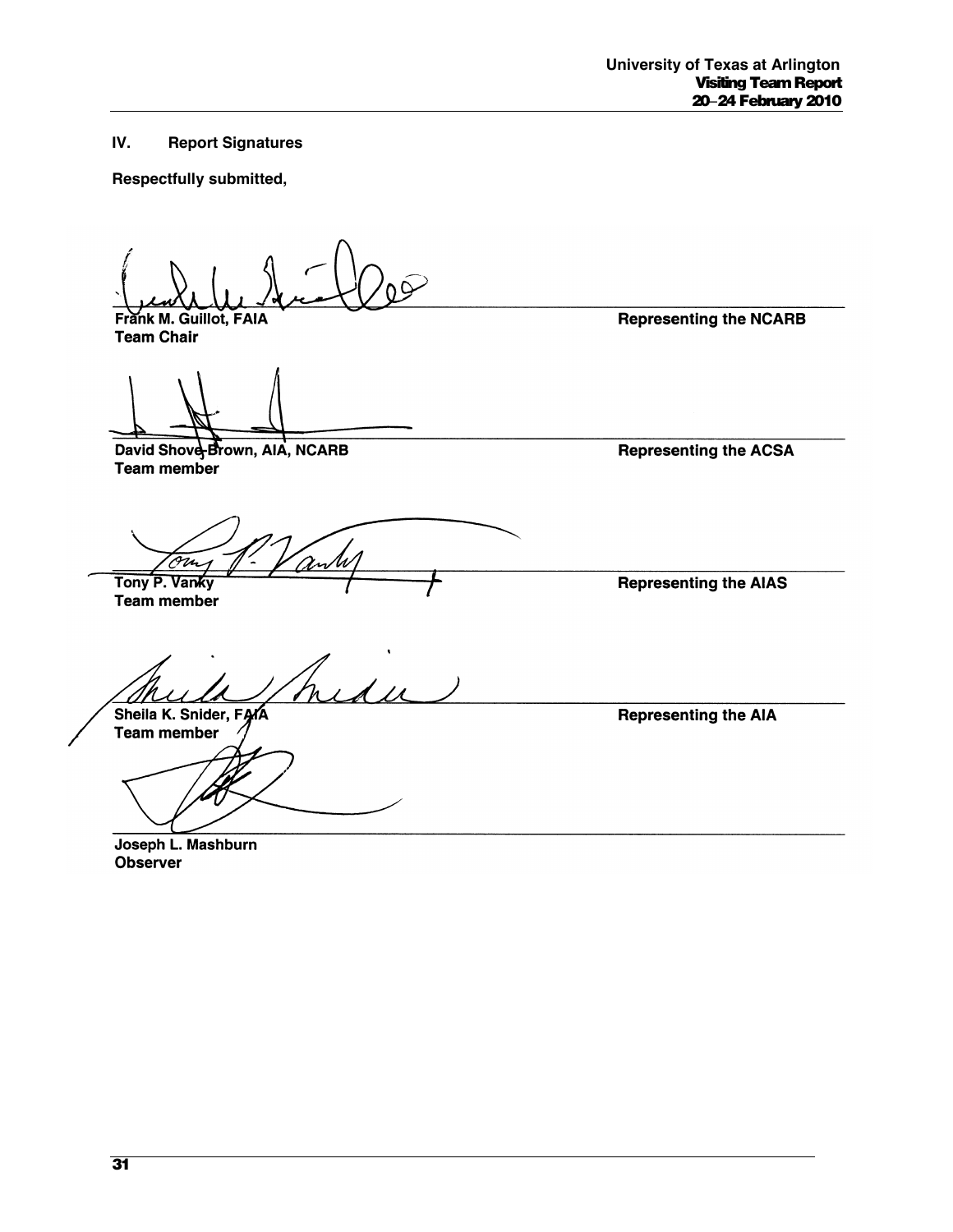## IV. Report Signatures

**Respectfully submitted,**

| | |
|---|---|
| **Frank M. Guillot, FAIA**<br>**Team Chair** | **Representing the NCARB** |
| **David Shove-Brown, AIA, NCARB**<br>**Team member** | **Representing the ACSA** |
| **Tony P. Vanky**<br>**Team member** | **Representing the AIAS** |
| **Sheila K. Snider, FAIA**<br>**Team member** | **Representing the AIA** |
| **Joseph L. Mashburn**<br>**Observer** | |